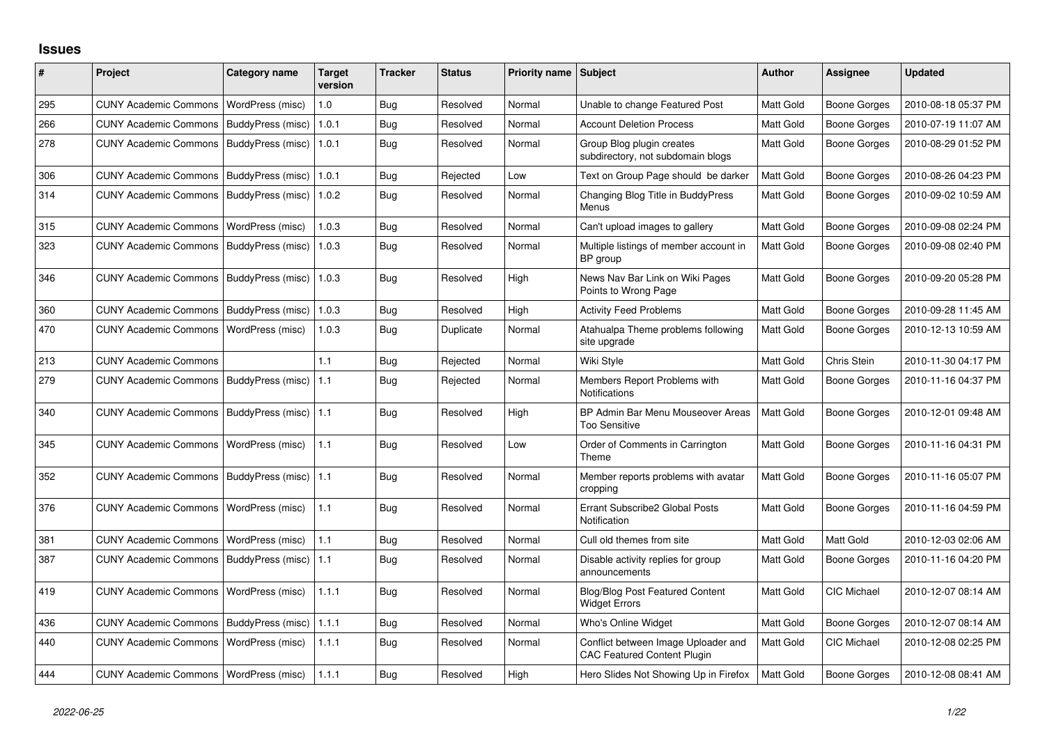## Issues

| # | Project | Category name | Target version | Tracker | Status | Priority name | Subject | Author | Assignee | Updated |
|---|---|---|---|---|---|---|---|---|---|---|
| 295 | CUNY Academic Commons | WordPress (misc) | 1.0 | Bug | Resolved | Normal | Unable to change Featured Post | Matt Gold | Boone Gorges | 2010-08-18 05:37 PM |
| 266 | CUNY Academic Commons | BuddyPress (misc) | 1.0.1 | Bug | Resolved | Normal | Account Deletion Process | Matt Gold | Boone Gorges | 2010-07-19 11:07 AM |
| 278 | CUNY Academic Commons | BuddyPress (misc) | 1.0.1 | Bug | Resolved | Normal | Group Blog plugin creates subdirectory, not subdomain blogs | Matt Gold | Boone Gorges | 2010-08-29 01:52 PM |
| 306 | CUNY Academic Commons | BuddyPress (misc) | 1.0.1 | Bug | Rejected | Low | Text on Group Page should be darker | Matt Gold | Boone Gorges | 2010-08-26 04:23 PM |
| 314 | CUNY Academic Commons | BuddyPress (misc) | 1.0.2 | Bug | Resolved | Normal | Changing Blog Title in BuddyPress Menus | Matt Gold | Boone Gorges | 2010-09-02 10:59 AM |
| 315 | CUNY Academic Commons | WordPress (misc) | 1.0.3 | Bug | Resolved | Normal | Can't upload images to gallery | Matt Gold | Boone Gorges | 2010-09-08 02:24 PM |
| 323 | CUNY Academic Commons | BuddyPress (misc) | 1.0.3 | Bug | Resolved | Normal | Multiple listings of member account in BP group | Matt Gold | Boone Gorges | 2010-09-08 02:40 PM |
| 346 | CUNY Academic Commons | BuddyPress (misc) | 1.0.3 | Bug | Resolved | High | News Nav Bar Link on Wiki Pages Points to Wrong Page | Matt Gold | Boone Gorges | 2010-09-20 05:28 PM |
| 360 | CUNY Academic Commons | BuddyPress (misc) | 1.0.3 | Bug | Resolved | High | Activity Feed Problems | Matt Gold | Boone Gorges | 2010-09-28 11:45 AM |
| 470 | CUNY Academic Commons | WordPress (misc) | 1.0.3 | Bug | Duplicate | Normal | Atahualpa Theme problems following site upgrade | Matt Gold | Boone Gorges | 2010-12-13 10:59 AM |
| 213 | CUNY Academic Commons | | 1.1 | Bug | Rejected | Normal | Wiki Style | Matt Gold | Chris Stein | 2010-11-30 04:17 PM |
| 279 | CUNY Academic Commons | BuddyPress (misc) | 1.1 | Bug | Rejected | Normal | Members Report Problems with Notifications | Matt Gold | Boone Gorges | 2010-11-16 04:37 PM |
| 340 | CUNY Academic Commons | BuddyPress (misc) | 1.1 | Bug | Resolved | High | BP Admin Bar Menu Mouseover Areas Too Sensitive | Matt Gold | Boone Gorges | 2010-12-01 09:48 AM |
| 345 | CUNY Academic Commons | WordPress (misc) | 1.1 | Bug | Resolved | Low | Order of Comments in Carrington Theme | Matt Gold | Boone Gorges | 2010-11-16 04:31 PM |
| 352 | CUNY Academic Commons | BuddyPress (misc) | 1.1 | Bug | Resolved | Normal | Member reports problems with avatar cropping | Matt Gold | Boone Gorges | 2010-11-16 05:07 PM |
| 376 | CUNY Academic Commons | WordPress (misc) | 1.1 | Bug | Resolved | Normal | Errant Subscribe2 Global Posts Notification | Matt Gold | Boone Gorges | 2010-11-16 04:59 PM |
| 381 | CUNY Academic Commons | WordPress (misc) | 1.1 | Bug | Resolved | Normal | Cull old themes from site | Matt Gold | Matt Gold | 2010-12-03 02:06 AM |
| 387 | CUNY Academic Commons | BuddyPress (misc) | 1.1 | Bug | Resolved | Normal | Disable activity replies for group announcements | Matt Gold | Boone Gorges | 2010-11-16 04:20 PM |
| 419 | CUNY Academic Commons | WordPress (misc) | 1.1.1 | Bug | Resolved | Normal | Blog/Blog Post Featured Content Widget Errors | Matt Gold | CIC Michael | 2010-12-07 08:14 AM |
| 436 | CUNY Academic Commons | BuddyPress (misc) | 1.1.1 | Bug | Resolved | Normal | Who's Online Widget | Matt Gold | Boone Gorges | 2010-12-07 08:14 AM |
| 440 | CUNY Academic Commons | WordPress (misc) | 1.1.1 | Bug | Resolved | Normal | Conflict between Image Uploader and CAC Featured Content Plugin | Matt Gold | CIC Michael | 2010-12-08 02:25 PM |
| 444 | CUNY Academic Commons | WordPress (misc) | 1.1.1 | Bug | Resolved | High | Hero Slides Not Showing Up in Firefox | Matt Gold | Boone Gorges | 2010-12-08 08:41 AM |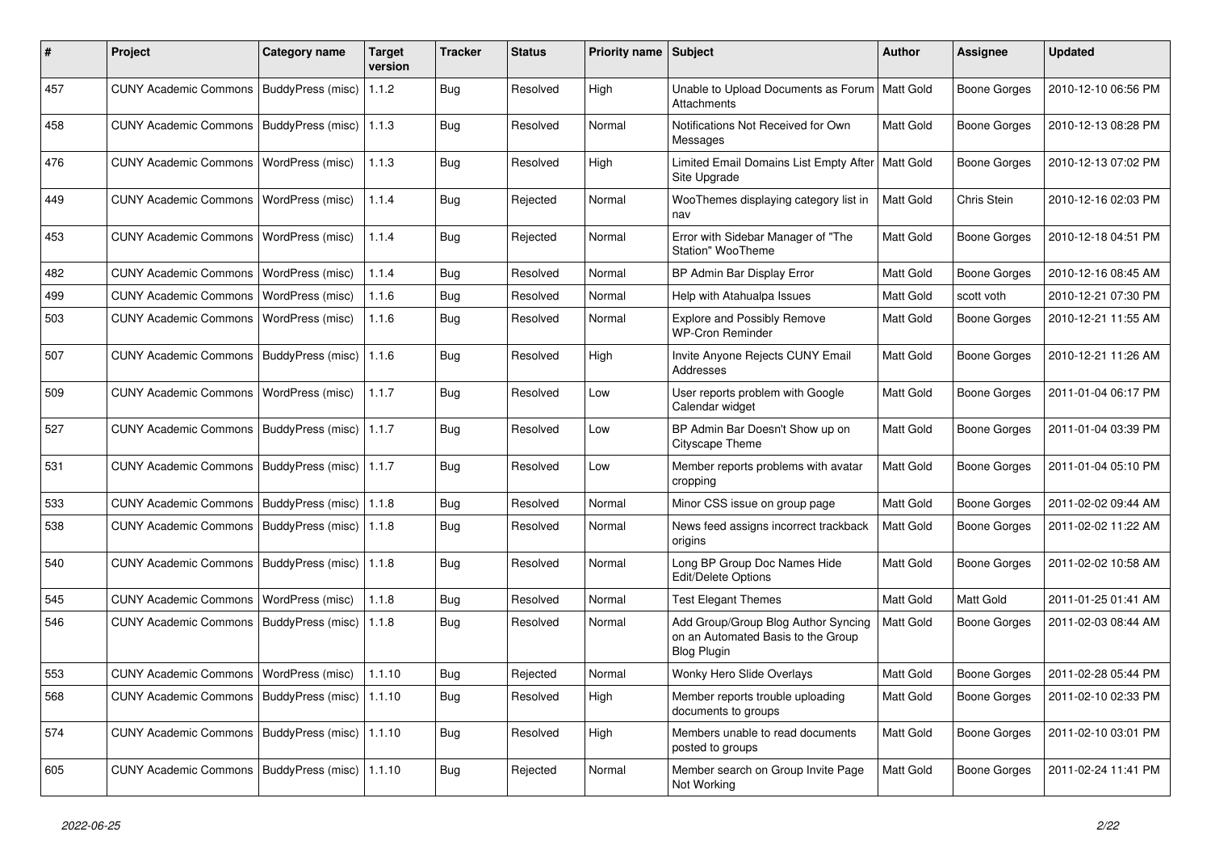| # | Project | Category name | Target version | Tracker | Status | Priority name | Subject | Author | Assignee | Updated |
|---|---|---|---|---|---|---|---|---|---|---|
| 457 | CUNY Academic Commons | BuddyPress (misc) | 1.1.2 | Bug | Resolved | High | Unable to Upload Documents as Forum Attachments | Matt Gold | Boone Gorges | 2010-12-10 06:56 PM |
| 458 | CUNY Academic Commons | BuddyPress (misc) | 1.1.3 | Bug | Resolved | Normal | Notifications Not Received for Own Messages | Matt Gold | Boone Gorges | 2010-12-13 08:28 PM |
| 476 | CUNY Academic Commons | WordPress (misc) | 1.1.3 | Bug | Resolved | High | Limited Email Domains List Empty After Site Upgrade | Matt Gold | Boone Gorges | 2010-12-13 07:02 PM |
| 449 | CUNY Academic Commons | WordPress (misc) | 1.1.4 | Bug | Rejected | Normal | WooThemes displaying category list in nav | Matt Gold | Chris Stein | 2010-12-16 02:03 PM |
| 453 | CUNY Academic Commons | WordPress (misc) | 1.1.4 | Bug | Rejected | Normal | Error with Sidebar Manager of "The Station" WooTheme | Matt Gold | Boone Gorges | 2010-12-18 04:51 PM |
| 482 | CUNY Academic Commons | WordPress (misc) | 1.1.4 | Bug | Resolved | Normal | BP Admin Bar Display Error | Matt Gold | Boone Gorges | 2010-12-16 08:45 AM |
| 499 | CUNY Academic Commons | WordPress (misc) | 1.1.6 | Bug | Resolved | Normal | Help with Atahualpa Issues | Matt Gold | scott voth | 2010-12-21 07:30 PM |
| 503 | CUNY Academic Commons | WordPress (misc) | 1.1.6 | Bug | Resolved | Normal | Explore and Possibly Remove WP-Cron Reminder | Matt Gold | Boone Gorges | 2010-12-21 11:55 AM |
| 507 | CUNY Academic Commons | BuddyPress (misc) | 1.1.6 | Bug | Resolved | High | Invite Anyone Rejects CUNY Email Addresses | Matt Gold | Boone Gorges | 2010-12-21 11:26 AM |
| 509 | CUNY Academic Commons | WordPress (misc) | 1.1.7 | Bug | Resolved | Low | User reports problem with Google Calendar widget | Matt Gold | Boone Gorges | 2011-01-04 06:17 PM |
| 527 | CUNY Academic Commons | BuddyPress (misc) | 1.1.7 | Bug | Resolved | Low | BP Admin Bar Doesn't Show up on Cityscape Theme | Matt Gold | Boone Gorges | 2011-01-04 03:39 PM |
| 531 | CUNY Academic Commons | BuddyPress (misc) | 1.1.7 | Bug | Resolved | Low | Member reports problems with avatar cropping | Matt Gold | Boone Gorges | 2011-01-04 05:10 PM |
| 533 | CUNY Academic Commons | BuddyPress (misc) | 1.1.8 | Bug | Resolved | Normal | Minor CSS issue on group page | Matt Gold | Boone Gorges | 2011-02-02 09:44 AM |
| 538 | CUNY Academic Commons | BuddyPress (misc) | 1.1.8 | Bug | Resolved | Normal | News feed assigns incorrect trackback origins | Matt Gold | Boone Gorges | 2011-02-02 11:22 AM |
| 540 | CUNY Academic Commons | BuddyPress (misc) | 1.1.8 | Bug | Resolved | Normal | Long BP Group Doc Names Hide Edit/Delete Options | Matt Gold | Boone Gorges | 2011-02-02 10:58 AM |
| 545 | CUNY Academic Commons | WordPress (misc) | 1.1.8 | Bug | Resolved | Normal | Test Elegant Themes | Matt Gold | Matt Gold | 2011-01-25 01:41 AM |
| 546 | CUNY Academic Commons | BuddyPress (misc) | 1.1.8 | Bug | Resolved | Normal | Add Group/Group Blog Author Syncing on an Automated Basis to the Group Blog Plugin | Matt Gold | Boone Gorges | 2011-02-03 08:44 AM |
| 553 | CUNY Academic Commons | WordPress (misc) | 1.1.10 | Bug | Rejected | Normal | Wonky Hero Slide Overlays | Matt Gold | Boone Gorges | 2011-02-28 05:44 PM |
| 568 | CUNY Academic Commons | BuddyPress (misc) | 1.1.10 | Bug | Resolved | High | Member reports trouble uploading documents to groups | Matt Gold | Boone Gorges | 2011-02-10 02:33 PM |
| 574 | CUNY Academic Commons | BuddyPress (misc) | 1.1.10 | Bug | Resolved | High | Members unable to read documents posted to groups | Matt Gold | Boone Gorges | 2011-02-10 03:01 PM |
| 605 | CUNY Academic Commons | BuddyPress (misc) | 1.1.10 | Bug | Rejected | Normal | Member search on Group Invite Page Not Working | Matt Gold | Boone Gorges | 2011-02-24 11:41 PM |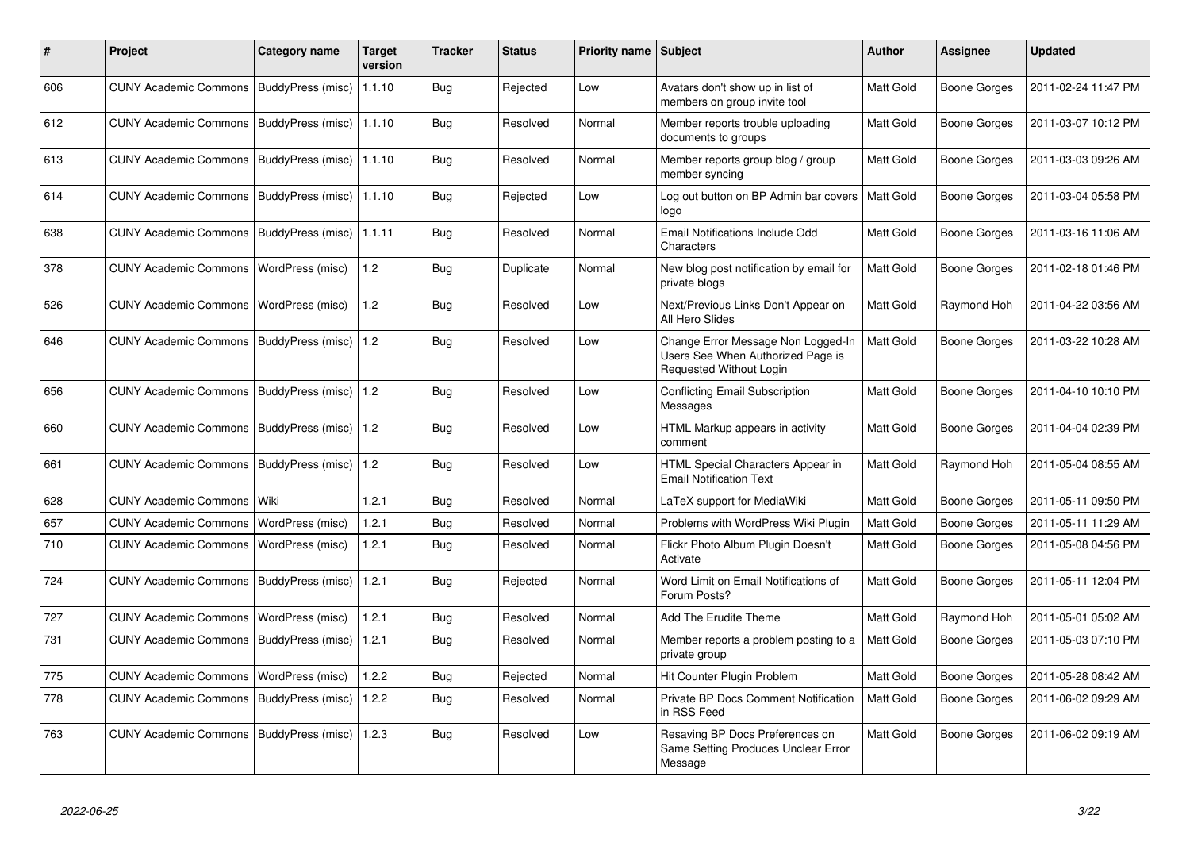| # | Project | Category name | Target version | Tracker | Status | Priority name | Subject | Author | Assignee | Updated |
|---|---|---|---|---|---|---|---|---|---|---|
| 606 | CUNY Academic Commons | BuddyPress (misc) | 1.1.10 | Bug | Rejected | Low | Avatars don't show up in list of members on group invite tool | Matt Gold | Boone Gorges | 2011-02-24 11:47 PM |
| 612 | CUNY Academic Commons | BuddyPress (misc) | 1.1.10 | Bug | Resolved | Normal | Member reports trouble uploading documents to groups | Matt Gold | Boone Gorges | 2011-03-07 10:12 PM |
| 613 | CUNY Academic Commons | BuddyPress (misc) | 1.1.10 | Bug | Resolved | Normal | Member reports group blog / group member syncing | Matt Gold | Boone Gorges | 2011-03-03 09:26 AM |
| 614 | CUNY Academic Commons | BuddyPress (misc) | 1.1.10 | Bug | Rejected | Low | Log out button on BP Admin bar covers logo | Matt Gold | Boone Gorges | 2011-03-04 05:58 PM |
| 638 | CUNY Academic Commons | BuddyPress (misc) | 1.1.11 | Bug | Resolved | Normal | Email Notifications Include Odd Characters | Matt Gold | Boone Gorges | 2011-03-16 11:06 AM |
| 378 | CUNY Academic Commons | WordPress (misc) | 1.2 | Bug | Duplicate | Normal | New blog post notification by email for private blogs | Matt Gold | Boone Gorges | 2011-02-18 01:46 PM |
| 526 | CUNY Academic Commons | WordPress (misc) | 1.2 | Bug | Resolved | Low | Next/Previous Links Don't Appear on All Hero Slides | Matt Gold | Raymond Hoh | 2011-04-22 03:56 AM |
| 646 | CUNY Academic Commons | BuddyPress (misc) | 1.2 | Bug | Resolved | Low | Change Error Message Non Logged-In Users See When Authorized Page is Requested Without Login | Matt Gold | Boone Gorges | 2011-03-22 10:28 AM |
| 656 | CUNY Academic Commons | BuddyPress (misc) | 1.2 | Bug | Resolved | Low | Conflicting Email Subscription Messages | Matt Gold | Boone Gorges | 2011-04-10 10:10 PM |
| 660 | CUNY Academic Commons | BuddyPress (misc) | 1.2 | Bug | Resolved | Low | HTML Markup appears in activity comment | Matt Gold | Boone Gorges | 2011-04-04 02:39 PM |
| 661 | CUNY Academic Commons | BuddyPress (misc) | 1.2 | Bug | Resolved | Low | HTML Special Characters Appear in Email Notification Text | Matt Gold | Raymond Hoh | 2011-05-04 08:55 AM |
| 628 | CUNY Academic Commons | Wiki | 1.2.1 | Bug | Resolved | Normal | LaTeX support for MediaWiki | Matt Gold | Boone Gorges | 2011-05-11 09:50 PM |
| 657 | CUNY Academic Commons | WordPress (misc) | 1.2.1 | Bug | Resolved | Normal | Problems with WordPress Wiki Plugin | Matt Gold | Boone Gorges | 2011-05-11 11:29 AM |
| 710 | CUNY Academic Commons | WordPress (misc) | 1.2.1 | Bug | Resolved | Normal | Flickr Photo Album Plugin Doesn't Activate | Matt Gold | Boone Gorges | 2011-05-08 04:56 PM |
| 724 | CUNY Academic Commons | BuddyPress (misc) | 1.2.1 | Bug | Rejected | Normal | Word Limit on Email Notifications of Forum Posts? | Matt Gold | Boone Gorges | 2011-05-11 12:04 PM |
| 727 | CUNY Academic Commons | WordPress (misc) | 1.2.1 | Bug | Resolved | Normal | Add The Erudite Theme | Matt Gold | Raymond Hoh | 2011-05-01 05:02 AM |
| 731 | CUNY Academic Commons | BuddyPress (misc) | 1.2.1 | Bug | Resolved | Normal | Member reports a problem posting to a private group | Matt Gold | Boone Gorges | 2011-05-03 07:10 PM |
| 775 | CUNY Academic Commons | WordPress (misc) | 1.2.2 | Bug | Rejected | Normal | Hit Counter Plugin Problem | Matt Gold | Boone Gorges | 2011-05-28 08:42 AM |
| 778 | CUNY Academic Commons | BuddyPress (misc) | 1.2.2 | Bug | Resolved | Normal | Private BP Docs Comment Notification in RSS Feed | Matt Gold | Boone Gorges | 2011-06-02 09:29 AM |
| 763 | CUNY Academic Commons | BuddyPress (misc) | 1.2.3 | Bug | Resolved | Low | Resaving BP Docs Preferences on Same Setting Produces Unclear Error Message | Matt Gold | Boone Gorges | 2011-06-02 09:19 AM |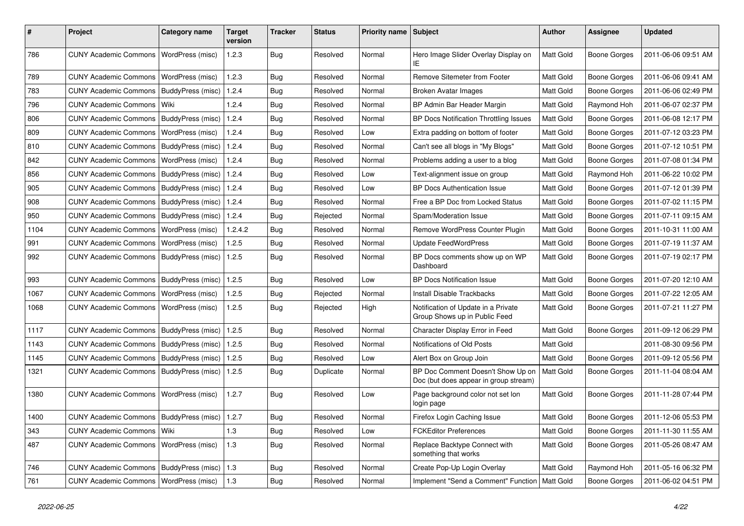| # | Project | Category name | Target version | Tracker | Status | Priority name | Subject | Author | Assignee | Updated |
|---|---|---|---|---|---|---|---|---|---|---|
| 786 | CUNY Academic Commons | WordPress (misc) | 1.2.3 | Bug | Resolved | Normal | Hero Image Slider Overlay Display on IE | Matt Gold | Boone Gorges | 2011-06-06 09:51 AM |
| 789 | CUNY Academic Commons | WordPress (misc) | 1.2.3 | Bug | Resolved | Normal | Remove Sitemeter from Footer | Matt Gold | Boone Gorges | 2011-06-06 09:41 AM |
| 783 | CUNY Academic Commons | BuddyPress (misc) | 1.2.4 | Bug | Resolved | Normal | Broken Avatar Images | Matt Gold | Boone Gorges | 2011-06-06 02:49 PM |
| 796 | CUNY Academic Commons | Wiki | 1.2.4 | Bug | Resolved | Normal | BP Admin Bar Header Margin | Matt Gold | Raymond Hoh | 2011-06-07 02:37 PM |
| 806 | CUNY Academic Commons | BuddyPress (misc) | 1.2.4 | Bug | Resolved | Normal | BP Docs Notification Throttling Issues | Matt Gold | Boone Gorges | 2011-06-08 12:17 PM |
| 809 | CUNY Academic Commons | WordPress (misc) | 1.2.4 | Bug | Resolved | Low | Extra padding on bottom of footer | Matt Gold | Boone Gorges | 2011-07-12 03:23 PM |
| 810 | CUNY Academic Commons | BuddyPress (misc) | 1.2.4 | Bug | Resolved | Normal | Can't see all blogs in "My Blogs" | Matt Gold | Boone Gorges | 2011-07-12 10:51 PM |
| 842 | CUNY Academic Commons | WordPress (misc) | 1.2.4 | Bug | Resolved | Normal | Problems adding a user to a blog | Matt Gold | Boone Gorges | 2011-07-08 01:34 PM |
| 856 | CUNY Academic Commons | BuddyPress (misc) | 1.2.4 | Bug | Resolved | Low | Text-alignment issue on group | Matt Gold | Raymond Hoh | 2011-06-22 10:02 PM |
| 905 | CUNY Academic Commons | BuddyPress (misc) | 1.2.4 | Bug | Resolved | Low | BP Docs Authentication Issue | Matt Gold | Boone Gorges | 2011-07-12 01:39 PM |
| 908 | CUNY Academic Commons | BuddyPress (misc) | 1.2.4 | Bug | Resolved | Normal | Free a BP Doc from Locked Status | Matt Gold | Boone Gorges | 2011-07-02 11:15 PM |
| 950 | CUNY Academic Commons | BuddyPress (misc) | 1.2.4 | Bug | Rejected | Normal | Spam/Moderation Issue | Matt Gold | Boone Gorges | 2011-07-11 09:15 AM |
| 1104 | CUNY Academic Commons | WordPress (misc) | 1.2.4.2 | Bug | Resolved | Normal | Remove WordPress Counter Plugin | Matt Gold | Boone Gorges | 2011-10-31 11:00 AM |
| 991 | CUNY Academic Commons | WordPress (misc) | 1.2.5 | Bug | Resolved | Normal | Update FeedWordPress | Matt Gold | Boone Gorges | 2011-07-19 11:37 AM |
| 992 | CUNY Academic Commons | BuddyPress (misc) | 1.2.5 | Bug | Resolved | Normal | BP Docs comments show up on WP Dashboard | Matt Gold | Boone Gorges | 2011-07-19 02:17 PM |
| 993 | CUNY Academic Commons | BuddyPress (misc) | 1.2.5 | Bug | Resolved | Low | BP Docs Notification Issue | Matt Gold | Boone Gorges | 2011-07-20 12:10 AM |
| 1067 | CUNY Academic Commons | WordPress (misc) | 1.2.5 | Bug | Rejected | Normal | Install Disable Trackbacks | Matt Gold | Boone Gorges | 2011-07-22 12:05 AM |
| 1068 | CUNY Academic Commons | WordPress (misc) | 1.2.5 | Bug | Rejected | High | Notification of Update in a Private Group Shows up in Public Feed | Matt Gold | Boone Gorges | 2011-07-21 11:27 PM |
| 1117 | CUNY Academic Commons | BuddyPress (misc) | 1.2.5 | Bug | Resolved | Normal | Character Display Error in Feed | Matt Gold | Boone Gorges | 2011-09-12 06:29 PM |
| 1143 | CUNY Academic Commons | BuddyPress (misc) | 1.2.5 | Bug | Resolved | Normal | Notifications of Old Posts | Matt Gold | | 2011-08-30 09:56 PM |
| 1145 | CUNY Academic Commons | BuddyPress (misc) | 1.2.5 | Bug | Resolved | Low | Alert Box on Group Join | Matt Gold | Boone Gorges | 2011-09-12 05:56 PM |
| 1321 | CUNY Academic Commons | BuddyPress (misc) | 1.2.5 | Bug | Duplicate | Normal | BP Doc Comment Doesn't Show Up on Doc (but does appear in group stream) | Matt Gold | Boone Gorges | 2011-11-04 08:04 AM |
| 1380 | CUNY Academic Commons | WordPress (misc) | 1.2.7 | Bug | Resolved | Low | Page background color not set lon login page | Matt Gold | Boone Gorges | 2011-11-28 07:44 PM |
| 1400 | CUNY Academic Commons | BuddyPress (misc) | 1.2.7 | Bug | Resolved | Normal | Firefox Login Caching Issue | Matt Gold | Boone Gorges | 2011-12-06 05:53 PM |
| 343 | CUNY Academic Commons | Wiki | 1.3 | Bug | Resolved | Low | FCKEditor Preferences | Matt Gold | Boone Gorges | 2011-11-30 11:55 AM |
| 487 | CUNY Academic Commons | WordPress (misc) | 1.3 | Bug | Resolved | Normal | Replace Backtype Connect with something that works | Matt Gold | Boone Gorges | 2011-05-26 08:47 AM |
| 746 | CUNY Academic Commons | BuddyPress (misc) | 1.3 | Bug | Resolved | Normal | Create Pop-Up Login Overlay | Matt Gold | Raymond Hoh | 2011-05-16 06:32 PM |
| 761 | CUNY Academic Commons | WordPress (misc) | 1.3 | Bug | Resolved | Normal | Implement "Send a Comment" Function | Matt Gold | Boone Gorges | 2011-06-02 04:51 PM |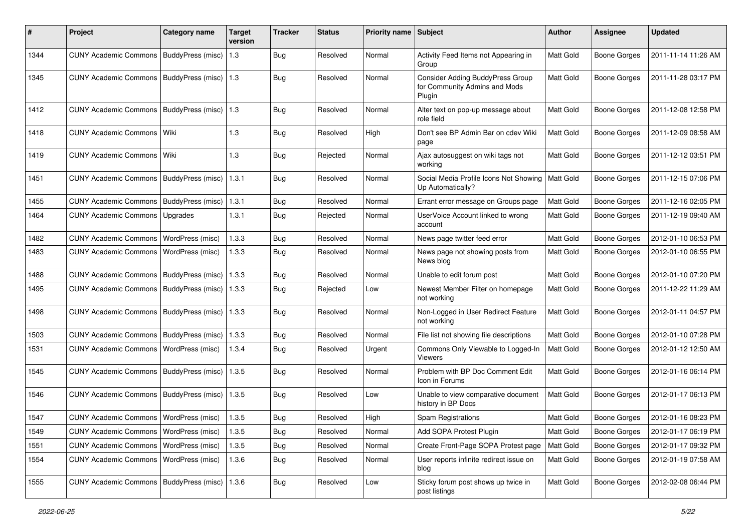| # | Project | Category name | Target version | Tracker | Status | Priority name | Subject | Author | Assignee | Updated |
|---|---|---|---|---|---|---|---|---|---|---|
| 1344 | CUNY Academic Commons | BuddyPress (misc) | 1.3 | Bug | Resolved | Normal | Activity Feed Items not Appearing in Group | Matt Gold | Boone Gorges | 2011-11-14 11:26 AM |
| 1345 | CUNY Academic Commons | BuddyPress (misc) | 1.3 | Bug | Resolved | Normal | Consider Adding BuddyPress Group for Community Admins and Mods Plugin | Matt Gold | Boone Gorges | 2011-11-28 03:17 PM |
| 1412 | CUNY Academic Commons | BuddyPress (misc) | 1.3 | Bug | Resolved | Normal | Alter text on pop-up message about role field | Matt Gold | Boone Gorges | 2011-12-08 12:58 PM |
| 1418 | CUNY Academic Commons | Wiki | 1.3 | Bug | Resolved | High | Don't see BP Admin Bar on cdev Wiki page | Matt Gold | Boone Gorges | 2011-12-09 08:58 AM |
| 1419 | CUNY Academic Commons | Wiki | 1.3 | Bug | Rejected | Normal | Ajax autosuggest on wiki tags not working | Matt Gold | Boone Gorges | 2011-12-12 03:51 PM |
| 1451 | CUNY Academic Commons | BuddyPress (misc) | 1.3.1 | Bug | Resolved | Normal | Social Media Profile Icons Not Showing Up Automatically? | Matt Gold | Boone Gorges | 2011-12-15 07:06 PM |
| 1455 | CUNY Academic Commons | BuddyPress (misc) | 1.3.1 | Bug | Resolved | Normal | Errant error message on Groups page | Matt Gold | Boone Gorges | 2011-12-16 02:05 PM |
| 1464 | CUNY Academic Commons | Upgrades | 1.3.1 | Bug | Rejected | Normal | UserVoice Account linked to wrong account | Matt Gold | Boone Gorges | 2011-12-19 09:40 AM |
| 1482 | CUNY Academic Commons | WordPress (misc) | 1.3.3 | Bug | Resolved | Normal | News page twitter feed error | Matt Gold | Boone Gorges | 2012-01-10 06:53 PM |
| 1483 | CUNY Academic Commons | WordPress (misc) | 1.3.3 | Bug | Resolved | Normal | News page not showing posts from News blog | Matt Gold | Boone Gorges | 2012-01-10 06:55 PM |
| 1488 | CUNY Academic Commons | BuddyPress (misc) | 1.3.3 | Bug | Resolved | Normal | Unable to edit forum post | Matt Gold | Boone Gorges | 2012-01-10 07:20 PM |
| 1495 | CUNY Academic Commons | BuddyPress (misc) | 1.3.3 | Bug | Rejected | Low | Newest Member Filter on homepage not working | Matt Gold | Boone Gorges | 2011-12-22 11:29 AM |
| 1498 | CUNY Academic Commons | BuddyPress (misc) | 1.3.3 | Bug | Resolved | Normal | Non-Logged in User Redirect Feature not working | Matt Gold | Boone Gorges | 2012-01-11 04:57 PM |
| 1503 | CUNY Academic Commons | BuddyPress (misc) | 1.3.3 | Bug | Resolved | Normal | File list not showing file descriptions | Matt Gold | Boone Gorges | 2012-01-10 07:28 PM |
| 1531 | CUNY Academic Commons | WordPress (misc) | 1.3.4 | Bug | Resolved | Urgent | Commons Only Viewable to Logged-In Viewers | Matt Gold | Boone Gorges | 2012-01-12 12:50 AM |
| 1545 | CUNY Academic Commons | BuddyPress (misc) | 1.3.5 | Bug | Resolved | Normal | Problem with BP Doc Comment Edit Icon in Forums | Matt Gold | Boone Gorges | 2012-01-16 06:14 PM |
| 1546 | CUNY Academic Commons | BuddyPress (misc) | 1.3.5 | Bug | Resolved | Low | Unable to view comparative document history in BP Docs | Matt Gold | Boone Gorges | 2012-01-17 06:13 PM |
| 1547 | CUNY Academic Commons | WordPress (misc) | 1.3.5 | Bug | Resolved | High | Spam Registrations | Matt Gold | Boone Gorges | 2012-01-16 08:23 PM |
| 1549 | CUNY Academic Commons | WordPress (misc) | 1.3.5 | Bug | Resolved | Normal | Add SOPA Protest Plugin | Matt Gold | Boone Gorges | 2012-01-17 06:19 PM |
| 1551 | CUNY Academic Commons | WordPress (misc) | 1.3.5 | Bug | Resolved | Normal | Create Front-Page SOPA Protest page | Matt Gold | Boone Gorges | 2012-01-17 09:32 PM |
| 1554 | CUNY Academic Commons | WordPress (misc) | 1.3.6 | Bug | Resolved | Normal | User reports infinite redirect issue on blog | Matt Gold | Boone Gorges | 2012-01-19 07:58 AM |
| 1555 | CUNY Academic Commons | BuddyPress (misc) | 1.3.6 | Bug | Resolved | Low | Sticky forum post shows up twice in post listings | Matt Gold | Boone Gorges | 2012-02-08 06:44 PM |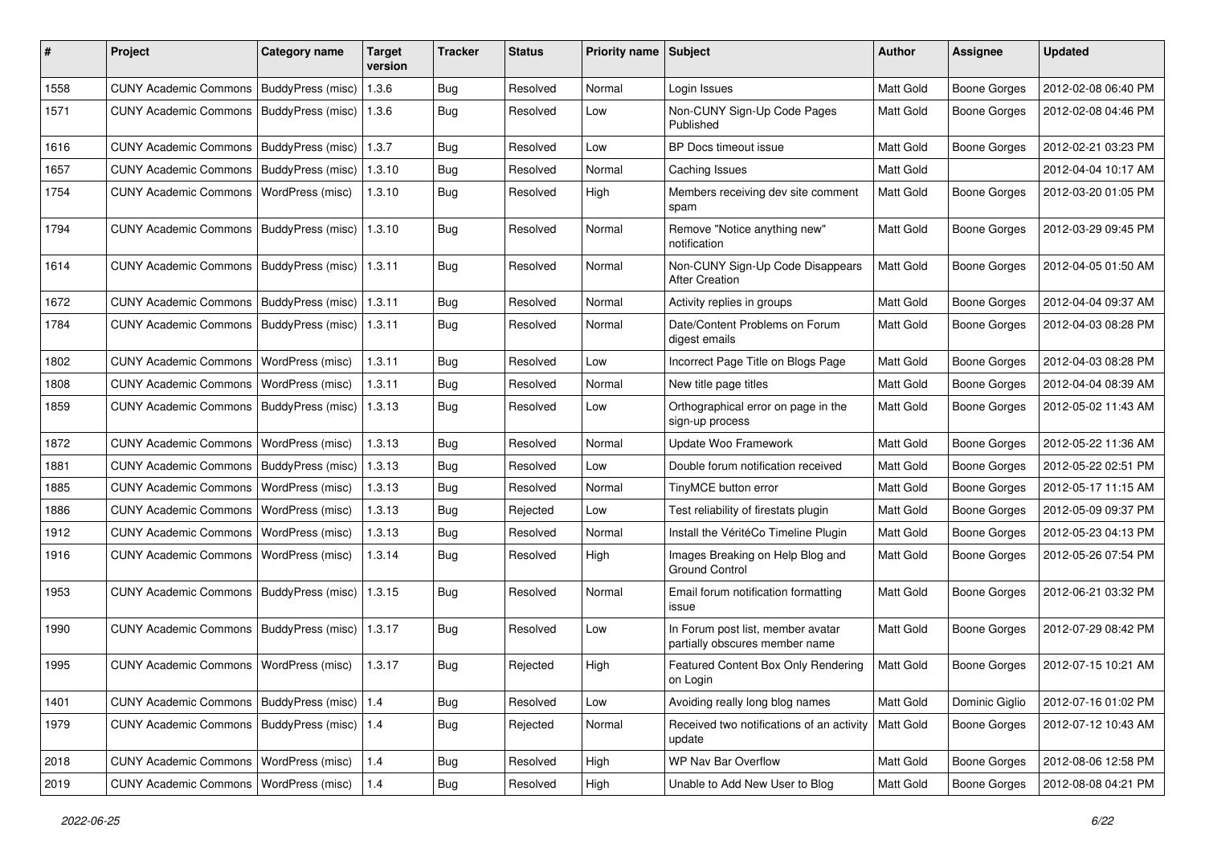| # | Project | Category name | Target version | Tracker | Status | Priority name | Subject | Author | Assignee | Updated |
|---|---|---|---|---|---|---|---|---|---|---|
| 1558 | CUNY Academic Commons | BuddyPress (misc) | 1.3.6 | Bug | Resolved | Normal | Login Issues | Matt Gold | Boone Gorges | 2012-02-08 06:40 PM |
| 1571 | CUNY Academic Commons | BuddyPress (misc) | 1.3.6 | Bug | Resolved | Low | Non-CUNY Sign-Up Code Pages Published | Matt Gold | Boone Gorges | 2012-02-08 04:46 PM |
| 1616 | CUNY Academic Commons | BuddyPress (misc) | 1.3.7 | Bug | Resolved | Low | BP Docs timeout issue | Matt Gold | Boone Gorges | 2012-02-21 03:23 PM |
| 1657 | CUNY Academic Commons | BuddyPress (misc) | 1.3.10 | Bug | Resolved | Normal | Caching Issues | Matt Gold | | 2012-04-04 10:17 AM |
| 1754 | CUNY Academic Commons | WordPress (misc) | 1.3.10 | Bug | Resolved | High | Members receiving dev site comment spam | Matt Gold | Boone Gorges | 2012-03-20 01:05 PM |
| 1794 | CUNY Academic Commons | BuddyPress (misc) | 1.3.10 | Bug | Resolved | Normal | Remove "Notice anything new" notification | Matt Gold | Boone Gorges | 2012-03-29 09:45 PM |
| 1614 | CUNY Academic Commons | BuddyPress (misc) | 1.3.11 | Bug | Resolved | Normal | Non-CUNY Sign-Up Code Disappears After Creation | Matt Gold | Boone Gorges | 2012-04-05 01:50 AM |
| 1672 | CUNY Academic Commons | BuddyPress (misc) | 1.3.11 | Bug | Resolved | Normal | Activity replies in groups | Matt Gold | Boone Gorges | 2012-04-04 09:37 AM |
| 1784 | CUNY Academic Commons | BuddyPress (misc) | 1.3.11 | Bug | Resolved | Normal | Date/Content Problems on Forum digest emails | Matt Gold | Boone Gorges | 2012-04-03 08:28 PM |
| 1802 | CUNY Academic Commons | WordPress (misc) | 1.3.11 | Bug | Resolved | Low | Incorrect Page Title on Blogs Page | Matt Gold | Boone Gorges | 2012-04-03 08:28 PM |
| 1808 | CUNY Academic Commons | WordPress (misc) | 1.3.11 | Bug | Resolved | Normal | New title page titles | Matt Gold | Boone Gorges | 2012-04-04 08:39 AM |
| 1859 | CUNY Academic Commons | BuddyPress (misc) | 1.3.13 | Bug | Resolved | Low | Orthographical error on page in the sign-up process | Matt Gold | Boone Gorges | 2012-05-02 11:43 AM |
| 1872 | CUNY Academic Commons | WordPress (misc) | 1.3.13 | Bug | Resolved | Normal | Update Woo Framework | Matt Gold | Boone Gorges | 2012-05-22 11:36 AM |
| 1881 | CUNY Academic Commons | BuddyPress (misc) | 1.3.13 | Bug | Resolved | Low | Double forum notification received | Matt Gold | Boone Gorges | 2012-05-22 02:51 PM |
| 1885 | CUNY Academic Commons | WordPress (misc) | 1.3.13 | Bug | Resolved | Normal | TinyMCE button error | Matt Gold | Boone Gorges | 2012-05-17 11:15 AM |
| 1886 | CUNY Academic Commons | WordPress (misc) | 1.3.13 | Bug | Rejected | Low | Test reliability of firestats plugin | Matt Gold | Boone Gorges | 2012-05-09 09:37 PM |
| 1912 | CUNY Academic Commons | WordPress (misc) | 1.3.13 | Bug | Resolved | Normal | Install the VéritéCo Timeline Plugin | Matt Gold | Boone Gorges | 2012-05-23 04:13 PM |
| 1916 | CUNY Academic Commons | WordPress (misc) | 1.3.14 | Bug | Resolved | High | Images Breaking on Help Blog and Ground Control | Matt Gold | Boone Gorges | 2012-05-26 07:54 PM |
| 1953 | CUNY Academic Commons | BuddyPress (misc) | 1.3.15 | Bug | Resolved | Normal | Email forum notification formatting issue | Matt Gold | Boone Gorges | 2012-06-21 03:32 PM |
| 1990 | CUNY Academic Commons | BuddyPress (misc) | 1.3.17 | Bug | Resolved | Low | In Forum post list, member avatar partially obscures member name | Matt Gold | Boone Gorges | 2012-07-29 08:42 PM |
| 1995 | CUNY Academic Commons | WordPress (misc) | 1.3.17 | Bug | Rejected | High | Featured Content Box Only Rendering on Login | Matt Gold | Boone Gorges | 2012-07-15 10:21 AM |
| 1401 | CUNY Academic Commons | BuddyPress (misc) | 1.4 | Bug | Resolved | Low | Avoiding really long blog names | Matt Gold | Dominic Giglio | 2012-07-16 01:02 PM |
| 1979 | CUNY Academic Commons | BuddyPress (misc) | 1.4 | Bug | Rejected | Normal | Received two notifications of an activity update | Matt Gold | Boone Gorges | 2012-07-12 10:43 AM |
| 2018 | CUNY Academic Commons | WordPress (misc) | 1.4 | Bug | Resolved | High | WP Nav Bar Overflow | Matt Gold | Boone Gorges | 2012-08-06 12:58 PM |
| 2019 | CUNY Academic Commons | WordPress (misc) | 1.4 | Bug | Resolved | High | Unable to Add New User to Blog | Matt Gold | Boone Gorges | 2012-08-08 04:21 PM |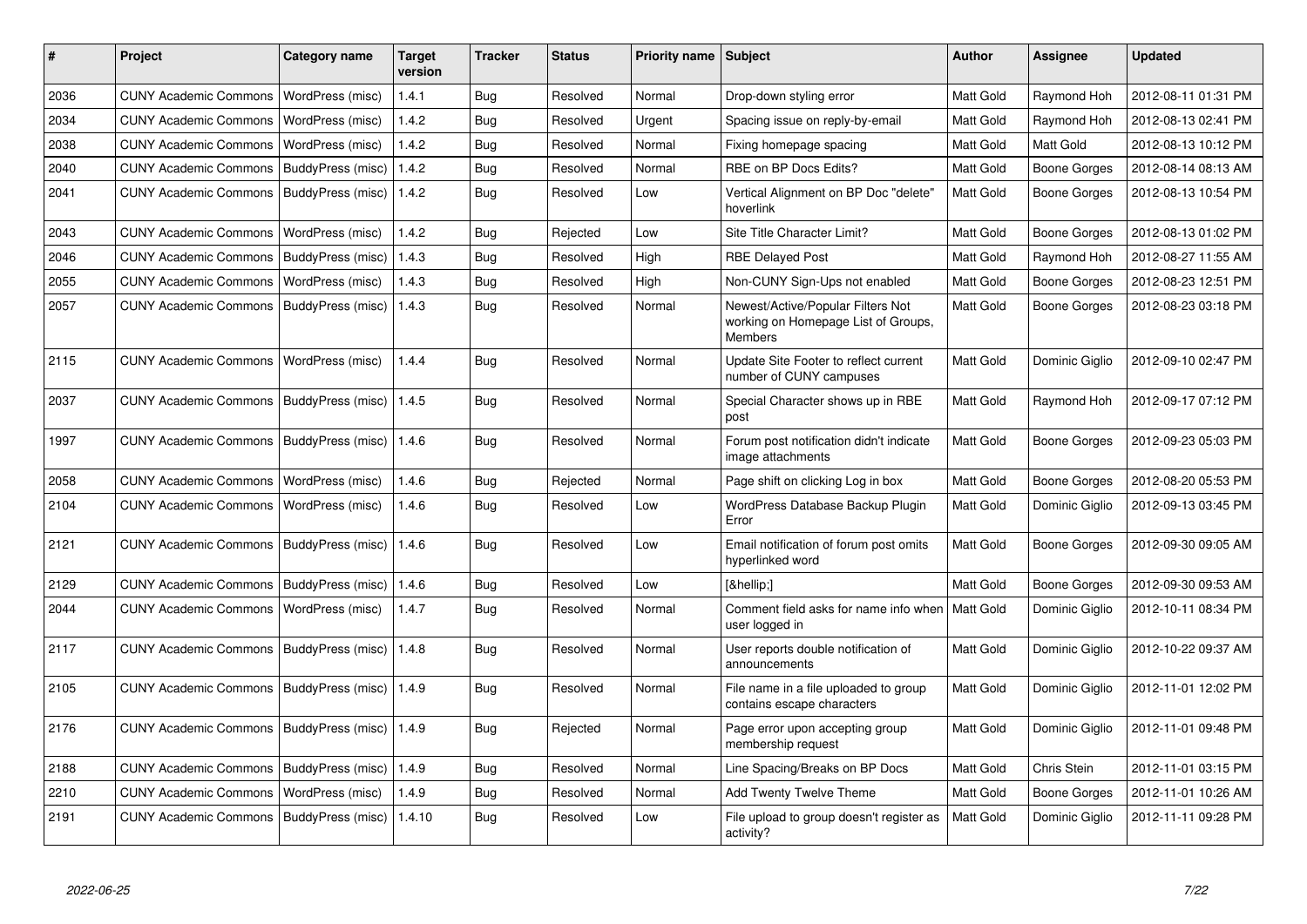| # | Project | Category name | Target version | Tracker | Status | Priority name | Subject | Author | Assignee | Updated |
|---|---|---|---|---|---|---|---|---|---|---|
| 2036 | CUNY Academic Commons | WordPress (misc) | 1.4.1 | Bug | Resolved | Normal | Drop-down styling error | Matt Gold | Raymond Hoh | 2012-08-11 01:31 PM |
| 2034 | CUNY Academic Commons | WordPress (misc) | 1.4.2 | Bug | Resolved | Urgent | Spacing issue on reply-by-email | Matt Gold | Raymond Hoh | 2012-08-13 02:41 PM |
| 2038 | CUNY Academic Commons | WordPress (misc) | 1.4.2 | Bug | Resolved | Normal | Fixing homepage spacing | Matt Gold | Matt Gold | 2012-08-13 10:12 PM |
| 2040 | CUNY Academic Commons | BuddyPress (misc) | 1.4.2 | Bug | Resolved | Normal | RBE on BP Docs Edits? | Matt Gold | Boone Gorges | 2012-08-14 08:13 AM |
| 2041 | CUNY Academic Commons | BuddyPress (misc) | 1.4.2 | Bug | Resolved | Low | Vertical Alignment on BP Doc "delete" hoverlink | Matt Gold | Boone Gorges | 2012-08-13 10:54 PM |
| 2043 | CUNY Academic Commons | WordPress (misc) | 1.4.2 | Bug | Rejected | Low | Site Title Character Limit? | Matt Gold | Boone Gorges | 2012-08-13 01:02 PM |
| 2046 | CUNY Academic Commons | BuddyPress (misc) | 1.4.3 | Bug | Resolved | High | RBE Delayed Post | Matt Gold | Raymond Hoh | 2012-08-27 11:55 AM |
| 2055 | CUNY Academic Commons | WordPress (misc) | 1.4.3 | Bug | Resolved | High | Non-CUNY Sign-Ups not enabled | Matt Gold | Boone Gorges | 2012-08-23 12:51 PM |
| 2057 | CUNY Academic Commons | BuddyPress (misc) | 1.4.3 | Bug | Resolved | Normal | Newest/Active/Popular Filters Not working on Homepage List of Groups, Members | Matt Gold | Boone Gorges | 2012-08-23 03:18 PM |
| 2115 | CUNY Academic Commons | WordPress (misc) | 1.4.4 | Bug | Resolved | Normal | Update Site Footer to reflect current number of CUNY campuses | Matt Gold | Dominic Giglio | 2012-09-10 02:47 PM |
| 2037 | CUNY Academic Commons | BuddyPress (misc) | 1.4.5 | Bug | Resolved | Normal | Special Character shows up in RBE post | Matt Gold | Raymond Hoh | 2012-09-17 07:12 PM |
| 1997 | CUNY Academic Commons | BuddyPress (misc) | 1.4.6 | Bug | Resolved | Normal | Forum post notification didn't indicate image attachments | Matt Gold | Boone Gorges | 2012-09-23 05:03 PM |
| 2058 | CUNY Academic Commons | WordPress (misc) | 1.4.6 | Bug | Rejected | Normal | Page shift on clicking Log in box | Matt Gold | Boone Gorges | 2012-08-20 05:53 PM |
| 2104 | CUNY Academic Commons | WordPress (misc) | 1.4.6 | Bug | Resolved | Low | WordPress Database Backup Plugin Error | Matt Gold | Dominic Giglio | 2012-09-13 03:45 PM |
| 2121 | CUNY Academic Commons | BuddyPress (misc) | 1.4.6 | Bug | Resolved | Low | Email notification of forum post omits hyperlinked word | Matt Gold | Boone Gorges | 2012-09-30 09:05 AM |
| 2129 | CUNY Academic Commons | BuddyPress (misc) | 1.4.6 | Bug | Resolved | Low | [&hellip;] | Matt Gold | Boone Gorges | 2012-09-30 09:53 AM |
| 2044 | CUNY Academic Commons | WordPress (misc) | 1.4.7 | Bug | Resolved | Normal | Comment field asks for name info when user logged in | Matt Gold | Dominic Giglio | 2012-10-11 08:34 PM |
| 2117 | CUNY Academic Commons | BuddyPress (misc) | 1.4.8 | Bug | Resolved | Normal | User reports double notification of announcements | Matt Gold | Dominic Giglio | 2012-10-22 09:37 AM |
| 2105 | CUNY Academic Commons | BuddyPress (misc) | 1.4.9 | Bug | Resolved | Normal | File name in a file uploaded to group contains escape characters | Matt Gold | Dominic Giglio | 2012-11-01 12:02 PM |
| 2176 | CUNY Academic Commons | BuddyPress (misc) | 1.4.9 | Bug | Rejected | Normal | Page error upon accepting group membership request | Matt Gold | Dominic Giglio | 2012-11-01 09:48 PM |
| 2188 | CUNY Academic Commons | BuddyPress (misc) | 1.4.9 | Bug | Resolved | Normal | Line Spacing/Breaks on BP Docs | Matt Gold | Chris Stein | 2012-11-01 03:15 PM |
| 2210 | CUNY Academic Commons | WordPress (misc) | 1.4.9 | Bug | Resolved | Normal | Add Twenty Twelve Theme | Matt Gold | Boone Gorges | 2012-11-01 10:26 AM |
| 2191 | CUNY Academic Commons | BuddyPress (misc) | 1.4.10 | Bug | Resolved | Low | File upload to group doesn't register as activity? | Matt Gold | Dominic Giglio | 2012-11-11 09:28 PM |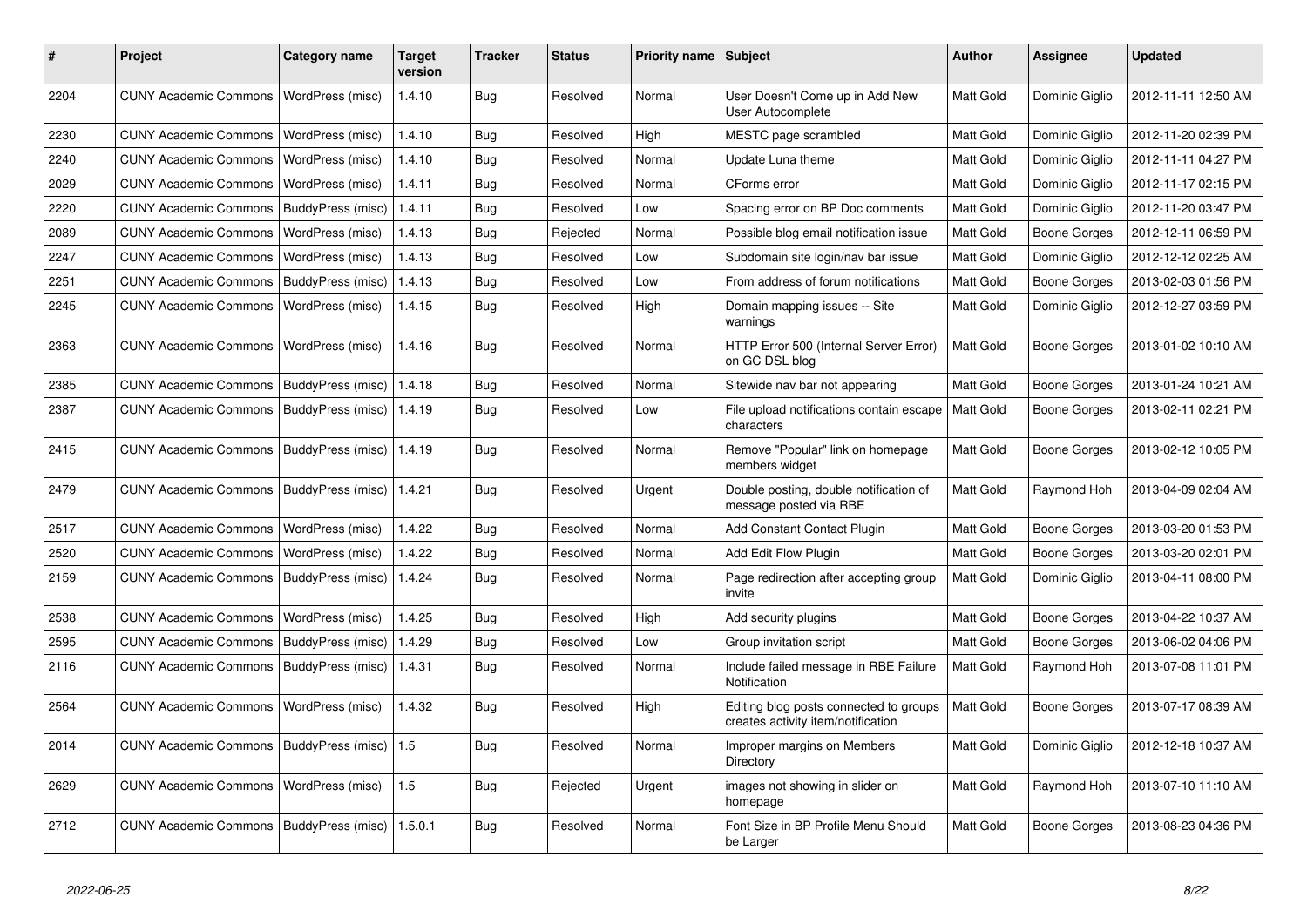| # | Project | Category name | Target version | Tracker | Status | Priority name | Subject | Author | Assignee | Updated |
|---|---|---|---|---|---|---|---|---|---|---|
| 2204 | CUNY Academic Commons | WordPress (misc) | 1.4.10 | Bug | Resolved | Normal | User Doesn't Come up in Add New User Autocomplete | Matt Gold | Dominic Giglio | 2012-11-11 12:50 AM |
| 2230 | CUNY Academic Commons | WordPress (misc) | 1.4.10 | Bug | Resolved | High | MESTC page scrambled | Matt Gold | Dominic Giglio | 2012-11-20 02:39 PM |
| 2240 | CUNY Academic Commons | WordPress (misc) | 1.4.10 | Bug | Resolved | Normal | Update Luna theme | Matt Gold | Dominic Giglio | 2012-11-11 04:27 PM |
| 2029 | CUNY Academic Commons | WordPress (misc) | 1.4.11 | Bug | Resolved | Normal | CForms error | Matt Gold | Dominic Giglio | 2012-11-17 02:15 PM |
| 2220 | CUNY Academic Commons | BuddyPress (misc) | 1.4.11 | Bug | Resolved | Low | Spacing error on BP Doc comments | Matt Gold | Dominic Giglio | 2012-11-20 03:47 PM |
| 2089 | CUNY Academic Commons | WordPress (misc) | 1.4.13 | Bug | Rejected | Normal | Possible blog email notification issue | Matt Gold | Boone Gorges | 2012-12-11 06:59 PM |
| 2247 | CUNY Academic Commons | WordPress (misc) | 1.4.13 | Bug | Resolved | Low | Subdomain site login/nav bar issue | Matt Gold | Dominic Giglio | 2012-12-12 02:25 AM |
| 2251 | CUNY Academic Commons | BuddyPress (misc) | 1.4.13 | Bug | Resolved | Low | From address of forum notifications | Matt Gold | Boone Gorges | 2013-02-03 01:56 PM |
| 2245 | CUNY Academic Commons | WordPress (misc) | 1.4.15 | Bug | Resolved | High | Domain mapping issues -- Site warnings | Matt Gold | Dominic Giglio | 2012-12-27 03:59 PM |
| 2363 | CUNY Academic Commons | WordPress (misc) | 1.4.16 | Bug | Resolved | Normal | HTTP Error 500 (Internal Server Error) on GC DSL blog | Matt Gold | Boone Gorges | 2013-01-02 10:10 AM |
| 2385 | CUNY Academic Commons | BuddyPress (misc) | 1.4.18 | Bug | Resolved | Normal | Sitewide nav bar not appearing | Matt Gold | Boone Gorges | 2013-01-24 10:21 AM |
| 2387 | CUNY Academic Commons | BuddyPress (misc) | 1.4.19 | Bug | Resolved | Low | File upload notifications contain escape characters | Matt Gold | Boone Gorges | 2013-02-11 02:21 PM |
| 2415 | CUNY Academic Commons | BuddyPress (misc) | 1.4.19 | Bug | Resolved | Normal | Remove "Popular" link on homepage members widget | Matt Gold | Boone Gorges | 2013-02-12 10:05 PM |
| 2479 | CUNY Academic Commons | BuddyPress (misc) | 1.4.21 | Bug | Resolved | Urgent | Double posting, double notification of message posted via RBE | Matt Gold | Raymond Hoh | 2013-04-09 02:04 AM |
| 2517 | CUNY Academic Commons | WordPress (misc) | 1.4.22 | Bug | Resolved | Normal | Add Constant Contact Plugin | Matt Gold | Boone Gorges | 2013-03-20 01:53 PM |
| 2520 | CUNY Academic Commons | WordPress (misc) | 1.4.22 | Bug | Resolved | Normal | Add Edit Flow Plugin | Matt Gold | Boone Gorges | 2013-03-20 02:01 PM |
| 2159 | CUNY Academic Commons | BuddyPress (misc) | 1.4.24 | Bug | Resolved | Normal | Page redirection after accepting group invite | Matt Gold | Dominic Giglio | 2013-04-11 08:00 PM |
| 2538 | CUNY Academic Commons | WordPress (misc) | 1.4.25 | Bug | Resolved | High | Add security plugins | Matt Gold | Boone Gorges | 2013-04-22 10:37 AM |
| 2595 | CUNY Academic Commons | BuddyPress (misc) | 1.4.29 | Bug | Resolved | Low | Group invitation script | Matt Gold | Boone Gorges | 2013-06-02 04:06 PM |
| 2116 | CUNY Academic Commons | BuddyPress (misc) | 1.4.31 | Bug | Resolved | Normal | Include failed message in RBE Failure Notification | Matt Gold | Raymond Hoh | 2013-07-08 11:01 PM |
| 2564 | CUNY Academic Commons | WordPress (misc) | 1.4.32 | Bug | Resolved | High | Editing blog posts connected to groups creates activity item/notification | Matt Gold | Boone Gorges | 2013-07-17 08:39 AM |
| 2014 | CUNY Academic Commons | BuddyPress (misc) | 1.5 | Bug | Resolved | Normal | Improper margins on Members Directory | Matt Gold | Dominic Giglio | 2012-12-18 10:37 AM |
| 2629 | CUNY Academic Commons | WordPress (misc) | 1.5 | Bug | Rejected | Urgent | images not showing in slider on homepage | Matt Gold | Raymond Hoh | 2013-07-10 11:10 AM |
| 2712 | CUNY Academic Commons | BuddyPress (misc) | 1.5.0.1 | Bug | Resolved | Normal | Font Size in BP Profile Menu Should be Larger | Matt Gold | Boone Gorges | 2013-08-23 04:36 PM |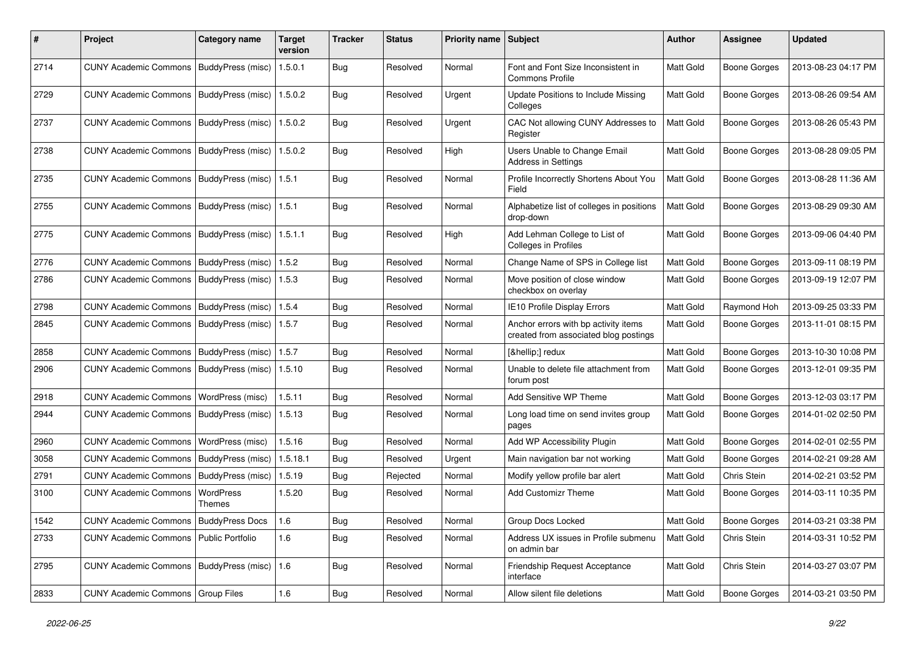| # | Project | Category name | Target version | Tracker | Status | Priority name | Subject | Author | Assignee | Updated |
|---|---|---|---|---|---|---|---|---|---|---|
| 2714 | CUNY Academic Commons | BuddyPress (misc) | 1.5.0.1 | Bug | Resolved | Normal | Font and Font Size Inconsistent in Commons Profile | Matt Gold | Boone Gorges | 2013-08-23 04:17 PM |
| 2729 | CUNY Academic Commons | BuddyPress (misc) | 1.5.0.2 | Bug | Resolved | Urgent | Update Positions to Include Missing Colleges | Matt Gold | Boone Gorges | 2013-08-26 09:54 AM |
| 2737 | CUNY Academic Commons | BuddyPress (misc) | 1.5.0.2 | Bug | Resolved | Urgent | CAC Not allowing CUNY Addresses to Register | Matt Gold | Boone Gorges | 2013-08-26 05:43 PM |
| 2738 | CUNY Academic Commons | BuddyPress (misc) | 1.5.0.2 | Bug | Resolved | High | Users Unable to Change Email Address in Settings | Matt Gold | Boone Gorges | 2013-08-28 09:05 PM |
| 2735 | CUNY Academic Commons | BuddyPress (misc) | 1.5.1 | Bug | Resolved | Normal | Profile Incorrectly Shortens About You Field | Matt Gold | Boone Gorges | 2013-08-28 11:36 AM |
| 2755 | CUNY Academic Commons | BuddyPress (misc) | 1.5.1 | Bug | Resolved | Normal | Alphabetize list of colleges in positions drop-down | Matt Gold | Boone Gorges | 2013-08-29 09:30 AM |
| 2775 | CUNY Academic Commons | BuddyPress (misc) | 1.5.1.1 | Bug | Resolved | High | Add Lehman College to List of Colleges in Profiles | Matt Gold | Boone Gorges | 2013-09-06 04:40 PM |
| 2776 | CUNY Academic Commons | BuddyPress (misc) | 1.5.2 | Bug | Resolved | Normal | Change Name of SPS in College list | Matt Gold | Boone Gorges | 2013-09-11 08:19 PM |
| 2786 | CUNY Academic Commons | BuddyPress (misc) | 1.5.3 | Bug | Resolved | Normal | Move position of close window checkbox on overlay | Matt Gold | Boone Gorges | 2013-09-19 12:07 PM |
| 2798 | CUNY Academic Commons | BuddyPress (misc) | 1.5.4 | Bug | Resolved | Normal | IE10 Profile Display Errors | Matt Gold | Raymond Hoh | 2013-09-25 03:33 PM |
| 2845 | CUNY Academic Commons | BuddyPress (misc) | 1.5.7 | Bug | Resolved | Normal | Anchor errors with bp activity items created from associated blog postings | Matt Gold | Boone Gorges | 2013-11-01 08:15 PM |
| 2858 | CUNY Academic Commons | BuddyPress (misc) | 1.5.7 | Bug | Resolved | Normal | [&hellip;] redux | Matt Gold | Boone Gorges | 2013-10-30 10:08 PM |
| 2906 | CUNY Academic Commons | BuddyPress (misc) | 1.5.10 | Bug | Resolved | Normal | Unable to delete file attachment from forum post | Matt Gold | Boone Gorges | 2013-12-01 09:35 PM |
| 2918 | CUNY Academic Commons | WordPress (misc) | 1.5.11 | Bug | Resolved | Normal | Add Sensitive WP Theme | Matt Gold | Boone Gorges | 2013-12-03 03:17 PM |
| 2944 | CUNY Academic Commons | BuddyPress (misc) | 1.5.13 | Bug | Resolved | Normal | Long load time on send invites group pages | Matt Gold | Boone Gorges | 2014-01-02 02:50 PM |
| 2960 | CUNY Academic Commons | WordPress (misc) | 1.5.16 | Bug | Resolved | Normal | Add WP Accessibility Plugin | Matt Gold | Boone Gorges | 2014-02-01 02:55 PM |
| 3058 | CUNY Academic Commons | BuddyPress (misc) | 1.5.18.1 | Bug | Resolved | Urgent | Main navigation bar not working | Matt Gold | Boone Gorges | 2014-02-21 09:28 AM |
| 2791 | CUNY Academic Commons | BuddyPress (misc) | 1.5.19 | Bug | Rejected | Normal | Modify yellow profile bar alert | Matt Gold | Chris Stein | 2014-02-21 03:52 PM |
| 3100 | CUNY Academic Commons | WordPress Themes | 1.5.20 | Bug | Resolved | Normal | Add Customizr Theme | Matt Gold | Boone Gorges | 2014-03-11 10:35 PM |
| 1542 | CUNY Academic Commons | BuddyPress Docs | 1.6 | Bug | Resolved | Normal | Group Docs Locked | Matt Gold | Boone Gorges | 2014-03-21 03:38 PM |
| 2733 | CUNY Academic Commons | Public Portfolio | 1.6 | Bug | Resolved | Normal | Address UX issues in Profile submenu on admin bar | Matt Gold | Chris Stein | 2014-03-31 10:52 PM |
| 2795 | CUNY Academic Commons | BuddyPress (misc) | 1.6 | Bug | Resolved | Normal | Friendship Request Acceptance interface | Matt Gold | Chris Stein | 2014-03-27 03:07 PM |
| 2833 | CUNY Academic Commons | Group Files | 1.6 | Bug | Resolved | Normal | Allow silent file deletions | Matt Gold | Boone Gorges | 2014-03-21 03:50 PM |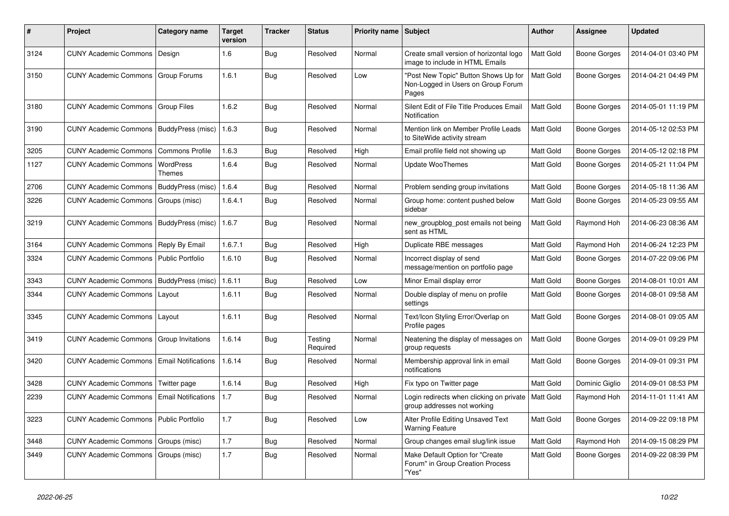| # | Project | Category name | Target version | Tracker | Status | Priority name | Subject | Author | Assignee | Updated |
|---|---|---|---|---|---|---|---|---|---|---|
| 3124 | CUNY Academic Commons | Design | 1.6 | Bug | Resolved | Normal | Create small version of horizontal logo image to include in HTML Emails | Matt Gold | Boone Gorges | 2014-04-01 03:40 PM |
| 3150 | CUNY Academic Commons | Group Forums | 1.6.1 | Bug | Resolved | Low | "Post New Topic" Button Shows Up for Non-Logged in Users on Group Forum Pages | Matt Gold | Boone Gorges | 2014-04-21 04:49 PM |
| 3180 | CUNY Academic Commons | Group Files | 1.6.2 | Bug | Resolved | Normal | Silent Edit of File Title Produces Email Notification | Matt Gold | Boone Gorges | 2014-05-01 11:19 PM |
| 3190 | CUNY Academic Commons | BuddyPress (misc) | 1.6.3 | Bug | Resolved | Normal | Mention link on Member Profile Leads to SiteWide activity stream | Matt Gold | Boone Gorges | 2014-05-12 02:53 PM |
| 3205 | CUNY Academic Commons | Commons Profile | 1.6.3 | Bug | Resolved | High | Email profile field not showing up | Matt Gold | Boone Gorges | 2014-05-12 02:18 PM |
| 1127 | CUNY Academic Commons | WordPress Themes | 1.6.4 | Bug | Resolved | Normal | Update WooThemes | Matt Gold | Boone Gorges | 2014-05-21 11:04 PM |
| 2706 | CUNY Academic Commons | BuddyPress (misc) | 1.6.4 | Bug | Resolved | Normal | Problem sending group invitations | Matt Gold | Boone Gorges | 2014-05-18 11:36 AM |
| 3226 | CUNY Academic Commons | Groups (misc) | 1.6.4.1 | Bug | Resolved | Normal | Group home: content pushed below sidebar | Matt Gold | Boone Gorges | 2014-05-23 09:55 AM |
| 3219 | CUNY Academic Commons | BuddyPress (misc) | 1.6.7 | Bug | Resolved | Normal | new_groupblog_post emails not being sent as HTML | Matt Gold | Raymond Hoh | 2014-06-23 08:36 AM |
| 3164 | CUNY Academic Commons | Reply By Email | 1.6.7.1 | Bug | Resolved | High | Duplicate RBE messages | Matt Gold | Raymond Hoh | 2014-06-24 12:23 PM |
| 3324 | CUNY Academic Commons | Public Portfolio | 1.6.10 | Bug | Resolved | Normal | Incorrect display of send message/mention on portfolio page | Matt Gold | Boone Gorges | 2014-07-22 09:06 PM |
| 3343 | CUNY Academic Commons | BuddyPress (misc) | 1.6.11 | Bug | Resolved | Low | Minor Email display error | Matt Gold | Boone Gorges | 2014-08-01 10:01 AM |
| 3344 | CUNY Academic Commons | Layout | 1.6.11 | Bug | Resolved | Normal | Double display of menu on profile settings | Matt Gold | Boone Gorges | 2014-08-01 09:58 AM |
| 3345 | CUNY Academic Commons | Layout | 1.6.11 | Bug | Resolved | Normal | Text/Icon Styling Error/Overlap on Profile pages | Matt Gold | Boone Gorges | 2014-08-01 09:05 AM |
| 3419 | CUNY Academic Commons | Group Invitations | 1.6.14 | Bug | Testing Required | Normal | Neatening the display of messages on group requests | Matt Gold | Boone Gorges | 2014-09-01 09:29 PM |
| 3420 | CUNY Academic Commons | Email Notifications | 1.6.14 | Bug | Resolved | Normal | Membership approval link in email notifications | Matt Gold | Boone Gorges | 2014-09-01 09:31 PM |
| 3428 | CUNY Academic Commons | Twitter page | 1.6.14 | Bug | Resolved | High | Fix typo on Twitter page | Matt Gold | Dominic Giglio | 2014-09-01 08:53 PM |
| 2239 | CUNY Academic Commons | Email Notifications | 1.7 | Bug | Resolved | Normal | Login redirects when clicking on private group addresses not working | Matt Gold | Raymond Hoh | 2014-11-01 11:41 AM |
| 3223 | CUNY Academic Commons | Public Portfolio | 1.7 | Bug | Resolved | Low | Alter Profile Editing Unsaved Text Warning Feature | Matt Gold | Boone Gorges | 2014-09-22 09:18 PM |
| 3448 | CUNY Academic Commons | Groups (misc) | 1.7 | Bug | Resolved | Normal | Group changes email slug/link issue | Matt Gold | Raymond Hoh | 2014-09-15 08:29 PM |
| 3449 | CUNY Academic Commons | Groups (misc) | 1.7 | Bug | Resolved | Normal | Make Default Option for "Create Forum" in Group Creation Process "Yes" | Matt Gold | Boone Gorges | 2014-09-22 08:39 PM |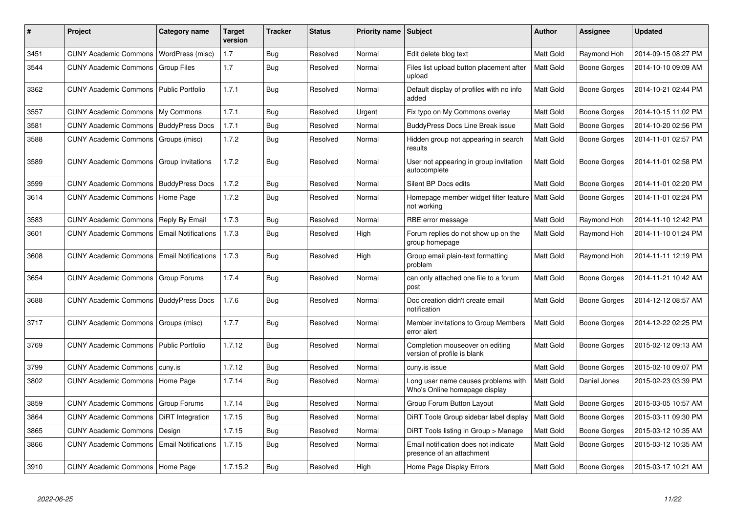| # | Project | Category name | Target version | Tracker | Status | Priority name | Subject | Author | Assignee | Updated |
|---|---|---|---|---|---|---|---|---|---|---|
| 3451 | CUNY Academic Commons | WordPress (misc) | 1.7 | Bug | Resolved | Normal | Edit delete blog text | Matt Gold | Raymond Hoh | 2014-09-15 08:27 PM |
| 3544 | CUNY Academic Commons | Group Files | 1.7 | Bug | Resolved | Normal | Files list upload button placement after upload | Matt Gold | Boone Gorges | 2014-10-10 09:09 AM |
| 3362 | CUNY Academic Commons | Public Portfolio | 1.7.1 | Bug | Resolved | Normal | Default display of profiles with no info added | Matt Gold | Boone Gorges | 2014-10-21 02:44 PM |
| 3557 | CUNY Academic Commons | My Commons | 1.7.1 | Bug | Resolved | Urgent | Fix typo on My Commons overlay | Matt Gold | Boone Gorges | 2014-10-15 11:02 PM |
| 3581 | CUNY Academic Commons | BuddyPress Docs | 1.7.1 | Bug | Resolved | Normal | BuddyPress Docs Line Break issue | Matt Gold | Boone Gorges | 2014-10-20 02:56 PM |
| 3588 | CUNY Academic Commons | Groups (misc) | 1.7.2 | Bug | Resolved | Normal | Hidden group not appearing in search results | Matt Gold | Boone Gorges | 2014-11-01 02:57 PM |
| 3589 | CUNY Academic Commons | Group Invitations | 1.7.2 | Bug | Resolved | Normal | User not appearing in group invitation autocomplete | Matt Gold | Boone Gorges | 2014-11-01 02:58 PM |
| 3599 | CUNY Academic Commons | BuddyPress Docs | 1.7.2 | Bug | Resolved | Normal | Silent BP Docs edits | Matt Gold | Boone Gorges | 2014-11-01 02:20 PM |
| 3614 | CUNY Academic Commons | Home Page | 1.7.2 | Bug | Resolved | Normal | Homepage member widget filter feature not working | Matt Gold | Boone Gorges | 2014-11-01 02:24 PM |
| 3583 | CUNY Academic Commons | Reply By Email | 1.7.3 | Bug | Resolved | Normal | RBE error message | Matt Gold | Raymond Hoh | 2014-11-10 12:42 PM |
| 3601 | CUNY Academic Commons | Email Notifications | 1.7.3 | Bug | Resolved | High | Forum replies do not show up on the group homepage | Matt Gold | Raymond Hoh | 2014-11-10 01:24 PM |
| 3608 | CUNY Academic Commons | Email Notifications | 1.7.3 | Bug | Resolved | High | Group email plain-text formatting problem | Matt Gold | Raymond Hoh | 2014-11-11 12:19 PM |
| 3654 | CUNY Academic Commons | Group Forums | 1.7.4 | Bug | Resolved | Normal | can only attached one file to a forum post | Matt Gold | Boone Gorges | 2014-11-21 10:42 AM |
| 3688 | CUNY Academic Commons | BuddyPress Docs | 1.7.6 | Bug | Resolved | Normal | Doc creation didn't create email notification | Matt Gold | Boone Gorges | 2014-12-12 08:57 AM |
| 3717 | CUNY Academic Commons | Groups (misc) | 1.7.7 | Bug | Resolved | Normal | Member invitations to Group Members error alert | Matt Gold | Boone Gorges | 2014-12-22 02:25 PM |
| 3769 | CUNY Academic Commons | Public Portfolio | 1.7.12 | Bug | Resolved | Normal | Completion mouseover on editing version of profile is blank | Matt Gold | Boone Gorges | 2015-02-12 09:13 AM |
| 3799 | CUNY Academic Commons | cuny.is | 1.7.12 | Bug | Resolved | Normal | cuny.is issue | Matt Gold | Boone Gorges | 2015-02-10 09:07 PM |
| 3802 | CUNY Academic Commons | Home Page | 1.7.14 | Bug | Resolved | Normal | Long user name causes problems with Who's Online homepage display | Matt Gold | Daniel Jones | 2015-02-23 03:39 PM |
| 3859 | CUNY Academic Commons | Group Forums | 1.7.14 | Bug | Resolved | Normal | Group Forum Button Layout | Matt Gold | Boone Gorges | 2015-03-05 10:57 AM |
| 3864 | CUNY Academic Commons | DiRT Integration | 1.7.15 | Bug | Resolved | Normal | DiRT Tools Group sidebar label display | Matt Gold | Boone Gorges | 2015-03-11 09:30 PM |
| 3865 | CUNY Academic Commons | Design | 1.7.15 | Bug | Resolved | Normal | DiRT Tools listing in Group > Manage | Matt Gold | Boone Gorges | 2015-03-12 10:35 AM |
| 3866 | CUNY Academic Commons | Email Notifications | 1.7.15 | Bug | Resolved | Normal | Email notification does not indicate presence of an attachment | Matt Gold | Boone Gorges | 2015-03-12 10:35 AM |
| 3910 | CUNY Academic Commons | Home Page | 1.7.15.2 | Bug | Resolved | High | Home Page Display Errors | Matt Gold | Boone Gorges | 2015-03-17 10:21 AM |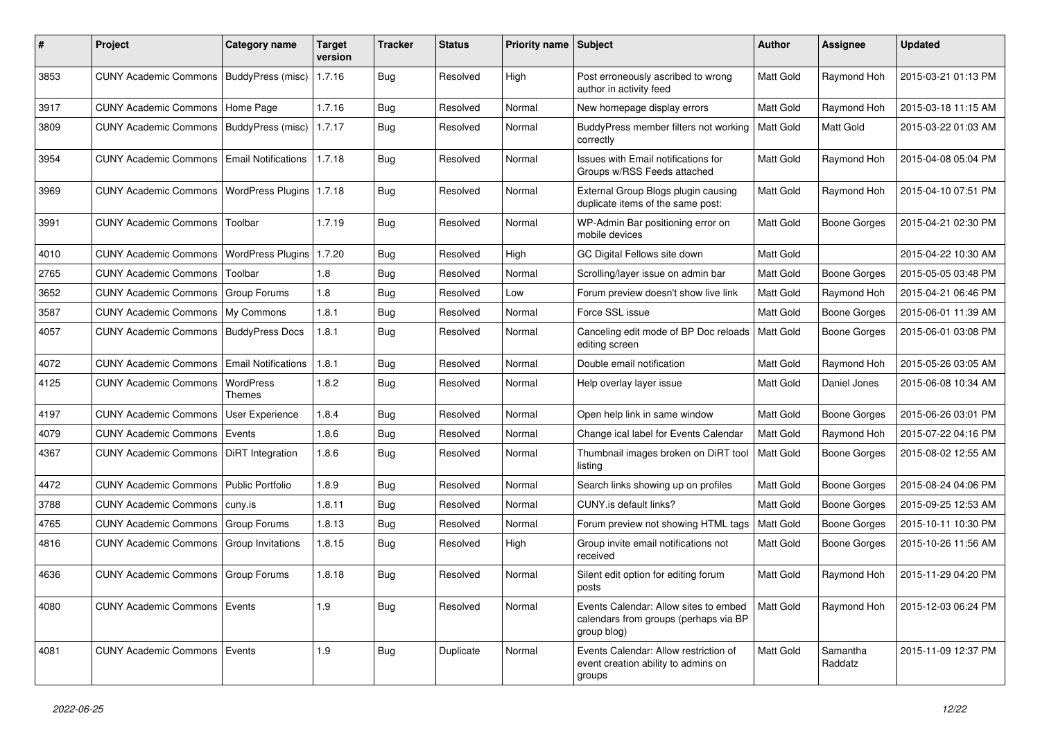| # | Project | Category name | Target version | Tracker | Status | Priority name | Subject | Author | Assignee | Updated |
|---|---|---|---|---|---|---|---|---|---|---|
| 3853 | CUNY Academic Commons | BuddyPress (misc) | 1.7.16 | Bug | Resolved | High | Post erroneously ascribed to wrong author in activity feed | Matt Gold | Raymond Hoh | 2015-03-21 01:13 PM |
| 3917 | CUNY Academic Commons | Home Page | 1.7.16 | Bug | Resolved | Normal | New homepage display errors | Matt Gold | Raymond Hoh | 2015-03-18 11:15 AM |
| 3809 | CUNY Academic Commons | BuddyPress (misc) | 1.7.17 | Bug | Resolved | Normal | BuddyPress member filters not working correctly | Matt Gold | Matt Gold | 2015-03-22 01:03 AM |
| 3954 | CUNY Academic Commons | Email Notifications | 1.7.18 | Bug | Resolved | Normal | Issues with Email notifications for Groups w/RSS Feeds attached | Matt Gold | Raymond Hoh | 2015-04-08 05:04 PM |
| 3969 | CUNY Academic Commons | WordPress Plugins | 1.7.18 | Bug | Resolved | Normal | External Group Blogs plugin causing duplicate items of the same post: | Matt Gold | Raymond Hoh | 2015-04-10 07:51 PM |
| 3991 | CUNY Academic Commons | Toolbar | 1.7.19 | Bug | Resolved | Normal | WP-Admin Bar positioning error on mobile devices | Matt Gold | Boone Gorges | 2015-04-21 02:30 PM |
| 4010 | CUNY Academic Commons | WordPress Plugins | 1.7.20 | Bug | Resolved | High | GC Digital Fellows site down | Matt Gold | | 2015-04-22 10:30 AM |
| 2765 | CUNY Academic Commons | Toolbar | 1.8 | Bug | Resolved | Normal | Scrolling/layer issue on admin bar | Matt Gold | Boone Gorges | 2015-05-05 03:48 PM |
| 3652 | CUNY Academic Commons | Group Forums | 1.8 | Bug | Resolved | Low | Forum preview doesn't show live link | Matt Gold | Raymond Hoh | 2015-04-21 06:46 PM |
| 3587 | CUNY Academic Commons | My Commons | 1.8.1 | Bug | Resolved | Normal | Force SSL issue | Matt Gold | Boone Gorges | 2015-06-01 11:39 AM |
| 4057 | CUNY Academic Commons | BuddyPress Docs | 1.8.1 | Bug | Resolved | Normal | Canceling edit mode of BP Doc reloads editing screen | Matt Gold | Boone Gorges | 2015-06-01 03:08 PM |
| 4072 | CUNY Academic Commons | Email Notifications | 1.8.1 | Bug | Resolved | Normal | Double email notification | Matt Gold | Raymond Hoh | 2015-05-26 03:05 AM |
| 4125 | CUNY Academic Commons | WordPress Themes | 1.8.2 | Bug | Resolved | Normal | Help overlay layer issue | Matt Gold | Daniel Jones | 2015-06-08 10:34 AM |
| 4197 | CUNY Academic Commons | User Experience | 1.8.4 | Bug | Resolved | Normal | Open help link in same window | Matt Gold | Boone Gorges | 2015-06-26 03:01 PM |
| 4079 | CUNY Academic Commons | Events | 1.8.6 | Bug | Resolved | Normal | Change ical label for Events Calendar | Matt Gold | Raymond Hoh | 2015-07-22 04:16 PM |
| 4367 | CUNY Academic Commons | DiRT Integration | 1.8.6 | Bug | Resolved | Normal | Thumbnail images broken on DiRT tool listing | Matt Gold | Boone Gorges | 2015-08-02 12:55 AM |
| 4472 | CUNY Academic Commons | Public Portfolio | 1.8.9 | Bug | Resolved | Normal | Search links showing up on profiles | Matt Gold | Boone Gorges | 2015-08-24 04:06 PM |
| 3788 | CUNY Academic Commons | cuny.is | 1.8.11 | Bug | Resolved | Normal | CUNY.is default links? | Matt Gold | Boone Gorges | 2015-09-25 12:53 AM |
| 4765 | CUNY Academic Commons | Group Forums | 1.8.13 | Bug | Resolved | Normal | Forum preview not showing HTML tags | Matt Gold | Boone Gorges | 2015-10-11 10:30 PM |
| 4816 | CUNY Academic Commons | Group Invitations | 1.8.15 | Bug | Resolved | High | Group invite email notifications not received | Matt Gold | Boone Gorges | 2015-10-26 11:56 AM |
| 4636 | CUNY Academic Commons | Group Forums | 1.8.18 | Bug | Resolved | Normal | Silent edit option for editing forum posts | Matt Gold | Raymond Hoh | 2015-11-29 04:20 PM |
| 4080 | CUNY Academic Commons | Events | 1.9 | Bug | Resolved | Normal | Events Calendar: Allow sites to embed calendars from groups (perhaps via BP group blog) | Matt Gold | Raymond Hoh | 2015-12-03 06:24 PM |
| 4081 | CUNY Academic Commons | Events | 1.9 | Bug | Duplicate | Normal | Events Calendar: Allow restriction of event creation ability to admins on groups | Matt Gold | Samantha Raddatz | 2015-11-09 12:37 PM |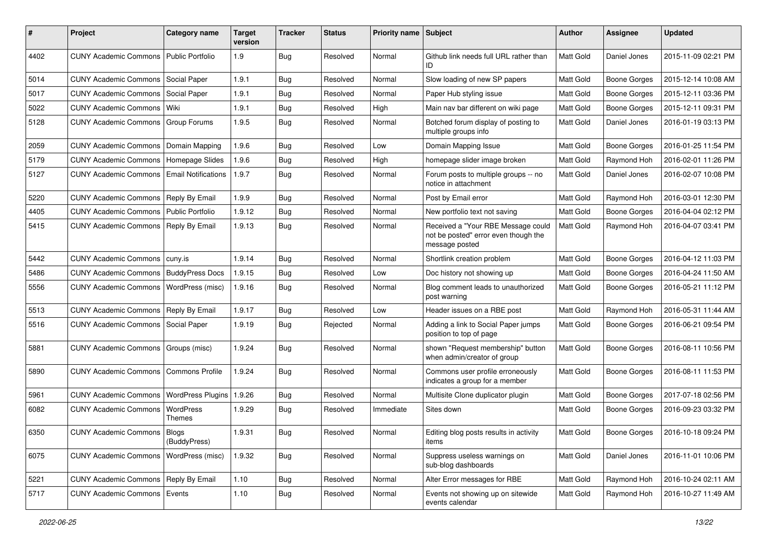| # | Project | Category name | Target version | Tracker | Status | Priority name | Subject | Author | Assignee | Updated |
|---|---|---|---|---|---|---|---|---|---|---|
| 4402 | CUNY Academic Commons | Public Portfolio | 1.9 | Bug | Resolved | Normal | Github link needs full URL rather than ID | Matt Gold | Daniel Jones | 2015-11-09 02:21 PM |
| 5014 | CUNY Academic Commons | Social Paper | 1.9.1 | Bug | Resolved | Normal | Slow loading of new SP papers | Matt Gold | Boone Gorges | 2015-12-14 10:08 AM |
| 5017 | CUNY Academic Commons | Social Paper | 1.9.1 | Bug | Resolved | Normal | Paper Hub styling issue | Matt Gold | Boone Gorges | 2015-12-11 03:36 PM |
| 5022 | CUNY Academic Commons | Wiki | 1.9.1 | Bug | Resolved | High | Main nav bar different on wiki page | Matt Gold | Boone Gorges | 2015-12-11 09:31 PM |
| 5128 | CUNY Academic Commons | Group Forums | 1.9.5 | Bug | Resolved | Normal | Botched forum display of posting to multiple groups info | Matt Gold | Daniel Jones | 2016-01-19 03:13 PM |
| 2059 | CUNY Academic Commons | Domain Mapping | 1.9.6 | Bug | Resolved | Low | Domain Mapping Issue | Matt Gold | Boone Gorges | 2016-01-25 11:54 PM |
| 5179 | CUNY Academic Commons | Homepage Slides | 1.9.6 | Bug | Resolved | High | homepage slider image broken | Matt Gold | Raymond Hoh | 2016-02-01 11:26 PM |
| 5127 | CUNY Academic Commons | Email Notifications | 1.9.7 | Bug | Resolved | Normal | Forum posts to multiple groups -- no notice in attachment | Matt Gold | Daniel Jones | 2016-02-07 10:08 PM |
| 5220 | CUNY Academic Commons | Reply By Email | 1.9.9 | Bug | Resolved | Normal | Post by Email error | Matt Gold | Raymond Hoh | 2016-03-01 12:30 PM |
| 4405 | CUNY Academic Commons | Public Portfolio | 1.9.12 | Bug | Resolved | Normal | New portfolio text not saving | Matt Gold | Boone Gorges | 2016-04-04 02:12 PM |
| 5415 | CUNY Academic Commons | Reply By Email | 1.9.13 | Bug | Resolved | Normal | Received a "Your RBE Message could not be posted" error even though the message posted | Matt Gold | Raymond Hoh | 2016-04-07 03:41 PM |
| 5442 | CUNY Academic Commons | cuny.is | 1.9.14 | Bug | Resolved | Normal | Shortlink creation problem | Matt Gold | Boone Gorges | 2016-04-12 11:03 PM |
| 5486 | CUNY Academic Commons | BuddyPress Docs | 1.9.15 | Bug | Resolved | Low | Doc history not showing up | Matt Gold | Boone Gorges | 2016-04-24 11:50 AM |
| 5556 | CUNY Academic Commons | WordPress (misc) | 1.9.16 | Bug | Resolved | Normal | Blog comment leads to unauthorized post warning | Matt Gold | Boone Gorges | 2016-05-21 11:12 PM |
| 5513 | CUNY Academic Commons | Reply By Email | 1.9.17 | Bug | Resolved | Low | Header issues on a RBE post | Matt Gold | Raymond Hoh | 2016-05-31 11:44 AM |
| 5516 | CUNY Academic Commons | Social Paper | 1.9.19 | Bug | Rejected | Normal | Adding a link to Social Paper jumps position to top of page | Matt Gold | Boone Gorges | 2016-06-21 09:54 PM |
| 5881 | CUNY Academic Commons | Groups (misc) | 1.9.24 | Bug | Resolved | Normal | shown "Request membership" button when admin/creator of group | Matt Gold | Boone Gorges | 2016-08-11 10:56 PM |
| 5890 | CUNY Academic Commons | Commons Profile | 1.9.24 | Bug | Resolved | Normal | Commons user profile erroneously indicates a group for a member | Matt Gold | Boone Gorges | 2016-08-11 11:53 PM |
| 5961 | CUNY Academic Commons | WordPress Plugins | 1.9.26 | Bug | Resolved | Normal | Multisite Clone duplicator plugin | Matt Gold | Boone Gorges | 2017-07-18 02:56 PM |
| 6082 | CUNY Academic Commons | WordPress Themes | 1.9.29 | Bug | Resolved | Immediate | Sites down | Matt Gold | Boone Gorges | 2016-09-23 03:32 PM |
| 6350 | CUNY Academic Commons | Blogs (BuddyPress) | 1.9.31 | Bug | Resolved | Normal | Editing blog posts results in activity items | Matt Gold | Boone Gorges | 2016-10-18 09:24 PM |
| 6075 | CUNY Academic Commons | WordPress (misc) | 1.9.32 | Bug | Resolved | Normal | Suppress useless warnings on sub-blog dashboards | Matt Gold | Daniel Jones | 2016-11-01 10:06 PM |
| 5221 | CUNY Academic Commons | Reply By Email | 1.10 | Bug | Resolved | Normal | Alter Error messages for RBE | Matt Gold | Raymond Hoh | 2016-10-24 02:11 AM |
| 5717 | CUNY Academic Commons | Events | 1.10 | Bug | Resolved | Normal | Events not showing up on sitewide events calendar | Matt Gold | Raymond Hoh | 2016-10-27 11:49 AM |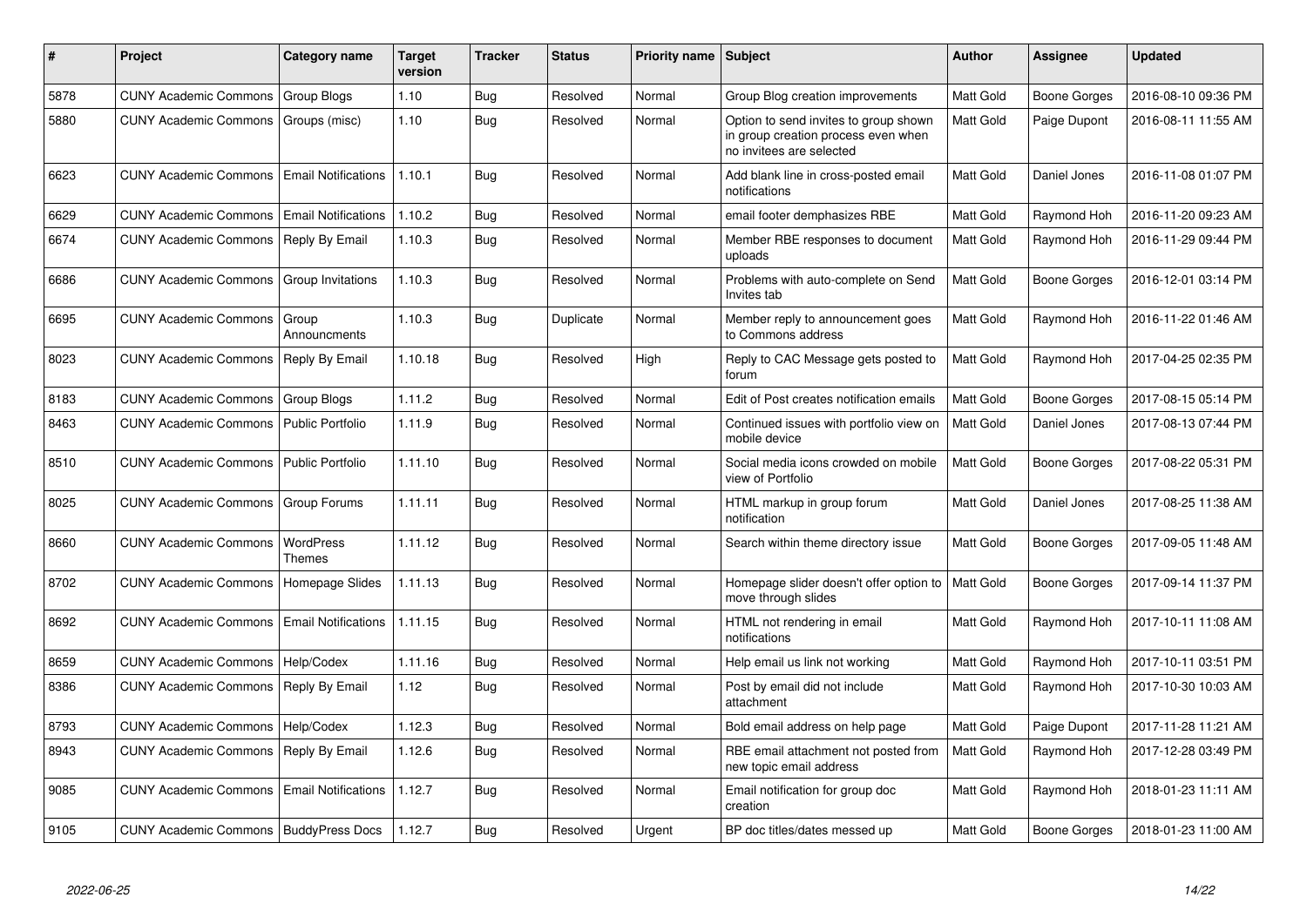| # | Project | Category name | Target version | Tracker | Status | Priority name | Subject | Author | Assignee | Updated |
|---|---|---|---|---|---|---|---|---|---|---|
| 5878 | CUNY Academic Commons | Group Blogs | 1.10 | Bug | Resolved | Normal | Group Blog creation improvements | Matt Gold | Boone Gorges | 2016-08-10 09:36 PM |
| 5880 | CUNY Academic Commons | Groups (misc) | 1.10 | Bug | Resolved | Normal | Option to send invites to group shown in group creation process even when no invitees are selected | Matt Gold | Paige Dupont | 2016-08-11 11:55 AM |
| 6623 | CUNY Academic Commons | Email Notifications | 1.10.1 | Bug | Resolved | Normal | Add blank line in cross-posted email notifications | Matt Gold | Daniel Jones | 2016-11-08 01:07 PM |
| 6629 | CUNY Academic Commons | Email Notifications | 1.10.2 | Bug | Resolved | Normal | email footer demphasizes RBE | Matt Gold | Raymond Hoh | 2016-11-20 09:23 AM |
| 6674 | CUNY Academic Commons | Reply By Email | 1.10.3 | Bug | Resolved | Normal | Member RBE responses to document uploads | Matt Gold | Raymond Hoh | 2016-11-29 09:44 PM |
| 6686 | CUNY Academic Commons | Group Invitations | 1.10.3 | Bug | Resolved | Normal | Problems with auto-complete on Send Invites tab | Matt Gold | Boone Gorges | 2016-12-01 03:14 PM |
| 6695 | CUNY Academic Commons | Group Announcments | 1.10.3 | Bug | Duplicate | Normal | Member reply to announcement goes to Commons address | Matt Gold | Raymond Hoh | 2016-11-22 01:46 AM |
| 8023 | CUNY Academic Commons | Reply By Email | 1.10.18 | Bug | Resolved | High | Reply to CAC Message gets posted to forum | Matt Gold | Raymond Hoh | 2017-04-25 02:35 PM |
| 8183 | CUNY Academic Commons | Group Blogs | 1.11.2 | Bug | Resolved | Normal | Edit of Post creates notification emails | Matt Gold | Boone Gorges | 2017-08-15 05:14 PM |
| 8463 | CUNY Academic Commons | Public Portfolio | 1.11.9 | Bug | Resolved | Normal | Continued issues with portfolio view on mobile device | Matt Gold | Daniel Jones | 2017-08-13 07:44 PM |
| 8510 | CUNY Academic Commons | Public Portfolio | 1.11.10 | Bug | Resolved | Normal | Social media icons crowded on mobile view of Portfolio | Matt Gold | Boone Gorges | 2017-08-22 05:31 PM |
| 8025 | CUNY Academic Commons | Group Forums | 1.11.11 | Bug | Resolved | Normal | HTML markup in group forum notification | Matt Gold | Daniel Jones | 2017-08-25 11:38 AM |
| 8660 | CUNY Academic Commons | WordPress Themes | 1.11.12 | Bug | Resolved | Normal | Search within theme directory issue | Matt Gold | Boone Gorges | 2017-09-05 11:48 AM |
| 8702 | CUNY Academic Commons | Homepage Slides | 1.11.13 | Bug | Resolved | Normal | Homepage slider doesn't offer option to move through slides | Matt Gold | Boone Gorges | 2017-09-14 11:37 PM |
| 8692 | CUNY Academic Commons | Email Notifications | 1.11.15 | Bug | Resolved | Normal | HTML not rendering in email notifications | Matt Gold | Raymond Hoh | 2017-10-11 11:08 AM |
| 8659 | CUNY Academic Commons | Help/Codex | 1.11.16 | Bug | Resolved | Normal | Help email us link not working | Matt Gold | Raymond Hoh | 2017-10-11 03:51 PM |
| 8386 | CUNY Academic Commons | Reply By Email | 1.12 | Bug | Resolved | Normal | Post by email did not include attachment | Matt Gold | Raymond Hoh | 2017-10-30 10:03 AM |
| 8793 | CUNY Academic Commons | Help/Codex | 1.12.3 | Bug | Resolved | Normal | Bold email address on help page | Matt Gold | Paige Dupont | 2017-11-28 11:21 AM |
| 8943 | CUNY Academic Commons | Reply By Email | 1.12.6 | Bug | Resolved | Normal | RBE email attachment not posted from new topic email address | Matt Gold | Raymond Hoh | 2017-12-28 03:49 PM |
| 9085 | CUNY Academic Commons | Email Notifications | 1.12.7 | Bug | Resolved | Normal | Email notification for group doc creation | Matt Gold | Raymond Hoh | 2018-01-23 11:11 AM |
| 9105 | CUNY Academic Commons | BuddyPress Docs | 1.12.7 | Bug | Resolved | Urgent | BP doc titles/dates messed up | Matt Gold | Boone Gorges | 2018-01-23 11:00 AM |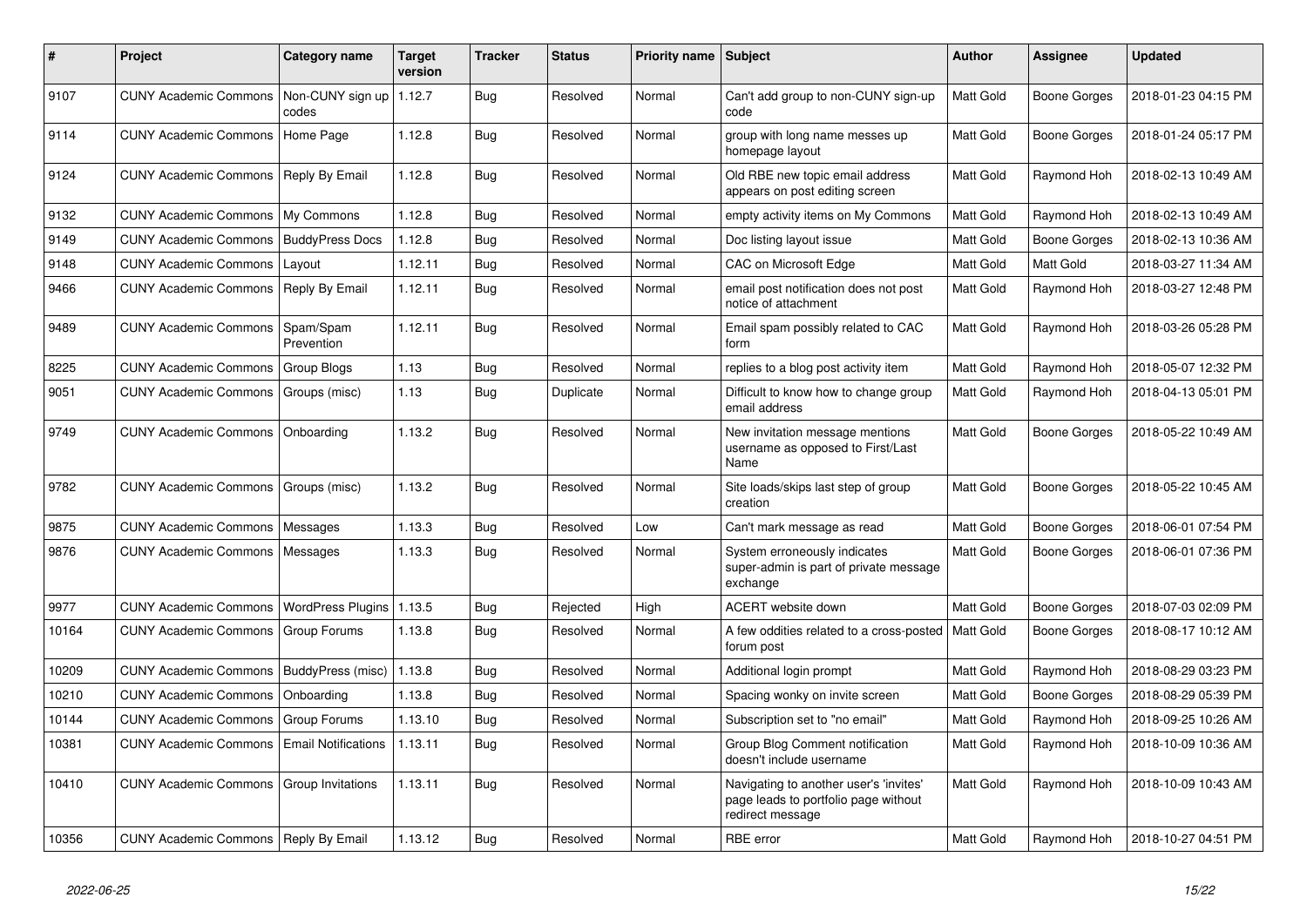| # | Project | Category name | Target version | Tracker | Status | Priority name | Subject | Author | Assignee | Updated |
|---|---|---|---|---|---|---|---|---|---|---|
| 9107 | CUNY Academic Commons | Non-CUNY sign up codes | 1.12.7 | Bug | Resolved | Normal | Can't add group to non-CUNY sign-up code | Matt Gold | Boone Gorges | 2018-01-23 04:15 PM |
| 9114 | CUNY Academic Commons | Home Page | 1.12.8 | Bug | Resolved | Normal | group with long name messes up homepage layout | Matt Gold | Boone Gorges | 2018-01-24 05:17 PM |
| 9124 | CUNY Academic Commons | Reply By Email | 1.12.8 | Bug | Resolved | Normal | Old RBE new topic email address appears on post editing screen | Matt Gold | Raymond Hoh | 2018-02-13 10:49 AM |
| 9132 | CUNY Academic Commons | My Commons | 1.12.8 | Bug | Resolved | Normal | empty activity items on My Commons | Matt Gold | Raymond Hoh | 2018-02-13 10:49 AM |
| 9149 | CUNY Academic Commons | BuddyPress Docs | 1.12.8 | Bug | Resolved | Normal | Doc listing layout issue | Matt Gold | Boone Gorges | 2018-02-13 10:36 AM |
| 9148 | CUNY Academic Commons | Layout | 1.12.11 | Bug | Resolved | Normal | CAC on Microsoft Edge | Matt Gold | Matt Gold | 2018-03-27 11:34 AM |
| 9466 | CUNY Academic Commons | Reply By Email | 1.12.11 | Bug | Resolved | Normal | email post notification does not post notice of attachment | Matt Gold | Raymond Hoh | 2018-03-27 12:48 PM |
| 9489 | CUNY Academic Commons | Spam/Spam Prevention | 1.12.11 | Bug | Resolved | Normal | Email spam possibly related to CAC form | Matt Gold | Raymond Hoh | 2018-03-26 05:28 PM |
| 8225 | CUNY Academic Commons | Group Blogs | 1.13 | Bug | Resolved | Normal | replies to a blog post activity item | Matt Gold | Raymond Hoh | 2018-05-07 12:32 PM |
| 9051 | CUNY Academic Commons | Groups (misc) | 1.13 | Bug | Duplicate | Normal | Difficult to know how to change group email address | Matt Gold | Raymond Hoh | 2018-04-13 05:01 PM |
| 9749 | CUNY Academic Commons | Onboarding | 1.13.2 | Bug | Resolved | Normal | New invitation message mentions username as opposed to First/Last Name | Matt Gold | Boone Gorges | 2018-05-22 10:49 AM |
| 9782 | CUNY Academic Commons | Groups (misc) | 1.13.2 | Bug | Resolved | Normal | Site loads/skips last step of group creation | Matt Gold | Boone Gorges | 2018-05-22 10:45 AM |
| 9875 | CUNY Academic Commons | Messages | 1.13.3 | Bug | Resolved | Low | Can't mark message as read | Matt Gold | Boone Gorges | 2018-06-01 07:54 PM |
| 9876 | CUNY Academic Commons | Messages | 1.13.3 | Bug | Resolved | Normal | System erroneously indicates super-admin is part of private message exchange | Matt Gold | Boone Gorges | 2018-06-01 07:36 PM |
| 9977 | CUNY Academic Commons | WordPress Plugins | 1.13.5 | Bug | Rejected | High | ACERT website down | Matt Gold | Boone Gorges | 2018-07-03 02:09 PM |
| 10164 | CUNY Academic Commons | Group Forums | 1.13.8 | Bug | Resolved | Normal | A few oddities related to a cross-posted forum post | Matt Gold | Boone Gorges | 2018-08-17 10:12 AM |
| 10209 | CUNY Academic Commons | BuddyPress (misc) | 1.13.8 | Bug | Resolved | Normal | Additional login prompt | Matt Gold | Raymond Hoh | 2018-08-29 03:23 PM |
| 10210 | CUNY Academic Commons | Onboarding | 1.13.8 | Bug | Resolved | Normal | Spacing wonky on invite screen | Matt Gold | Boone Gorges | 2018-08-29 05:39 PM |
| 10144 | CUNY Academic Commons | Group Forums | 1.13.10 | Bug | Resolved | Normal | Subscription set to "no email" | Matt Gold | Raymond Hoh | 2018-09-25 10:26 AM |
| 10381 | CUNY Academic Commons | Email Notifications | 1.13.11 | Bug | Resolved | Normal | Group Blog Comment notification doesn't include username | Matt Gold | Raymond Hoh | 2018-10-09 10:36 AM |
| 10410 | CUNY Academic Commons | Group Invitations | 1.13.11 | Bug | Resolved | Normal | Navigating to another user's 'invites' page leads to portfolio page without redirect message | Matt Gold | Raymond Hoh | 2018-10-09 10:43 AM |
| 10356 | CUNY Academic Commons | Reply By Email | 1.13.12 | Bug | Resolved | Normal | RBE error | Matt Gold | Raymond Hoh | 2018-10-27 04:51 PM |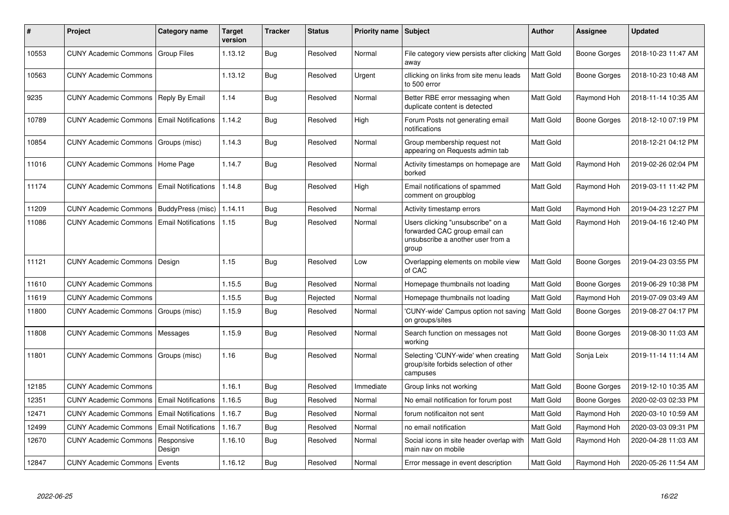| # | Project | Category name | Target version | Tracker | Status | Priority name | Subject | Author | Assignee | Updated |
|---|---|---|---|---|---|---|---|---|---|---|
| 10553 | CUNY Academic Commons | Group Files | 1.13.12 | Bug | Resolved | Normal | File category view persists after clicking away | Matt Gold | Boone Gorges | 2018-10-23 11:47 AM |
| 10563 | CUNY Academic Commons | | 1.13.12 | Bug | Resolved | Urgent | cllicking on links from site menu leads to 500 error | Matt Gold | Boone Gorges | 2018-10-23 10:48 AM |
| 9235 | CUNY Academic Commons | Reply By Email | 1.14 | Bug | Resolved | Normal | Better RBE error messaging when duplicate content is detected | Matt Gold | Raymond Hoh | 2018-11-14 10:35 AM |
| 10789 | CUNY Academic Commons | Email Notifications | 1.14.2 | Bug | Resolved | High | Forum Posts not generating email notifications | Matt Gold | Boone Gorges | 2018-12-10 07:19 PM |
| 10854 | CUNY Academic Commons | Groups (misc) | 1.14.3 | Bug | Resolved | Normal | Group membership request not appearing on Requests admin tab | Matt Gold | | 2018-12-21 04:12 PM |
| 11016 | CUNY Academic Commons | Home Page | 1.14.7 | Bug | Resolved | Normal | Activity timestamps on homepage are borked | Matt Gold | Raymond Hoh | 2019-02-26 02:04 PM |
| 11174 | CUNY Academic Commons | Email Notifications | 1.14.8 | Bug | Resolved | High | Email notifications of spammed comment on groupblog | Matt Gold | Raymond Hoh | 2019-03-11 11:42 PM |
| 11209 | CUNY Academic Commons | BuddyPress (misc) | 1.14.11 | Bug | Resolved | Normal | Activity timestamp errors | Matt Gold | Raymond Hoh | 2019-04-23 12:27 PM |
| 11086 | CUNY Academic Commons | Email Notifications | 1.15 | Bug | Resolved | Normal | Users clicking "unsubscribe" on a forwarded CAC group email can unsubscribe a another user from a group | Matt Gold | Raymond Hoh | 2019-04-16 12:40 PM |
| 11121 | CUNY Academic Commons | Design | 1.15 | Bug | Resolved | Low | Overlapping elements on mobile view of CAC | Matt Gold | Boone Gorges | 2019-04-23 03:55 PM |
| 11610 | CUNY Academic Commons | | 1.15.5 | Bug | Resolved | Normal | Homepage thumbnails not loading | Matt Gold | Boone Gorges | 2019-06-29 10:38 PM |
| 11619 | CUNY Academic Commons | | 1.15.5 | Bug | Rejected | Normal | Homepage thumbnails not loading | Matt Gold | Raymond Hoh | 2019-07-09 03:49 AM |
| 11800 | CUNY Academic Commons | Groups (misc) | 1.15.9 | Bug | Resolved | Normal | 'CUNY-wide' Campus option not saving on groups/sites | Matt Gold | Boone Gorges | 2019-08-27 04:17 PM |
| 11808 | CUNY Academic Commons | Messages | 1.15.9 | Bug | Resolved | Normal | Search function on messages not working | Matt Gold | Boone Gorges | 2019-08-30 11:03 AM |
| 11801 | CUNY Academic Commons | Groups (misc) | 1.16 | Bug | Resolved | Normal | Selecting 'CUNY-wide' when creating group/site forbids selection of other campuses | Matt Gold | Sonja Leix | 2019-11-14 11:14 AM |
| 12185 | CUNY Academic Commons | | 1.16.1 | Bug | Resolved | Immediate | Group links not working | Matt Gold | Boone Gorges | 2019-12-10 10:35 AM |
| 12351 | CUNY Academic Commons | Email Notifications | 1.16.5 | Bug | Resolved | Normal | No email notification for forum post | Matt Gold | Boone Gorges | 2020-02-03 02:33 PM |
| 12471 | CUNY Academic Commons | Email Notifications | 1.16.7 | Bug | Resolved | Normal | forum notificaiton not sent | Matt Gold | Raymond Hoh | 2020-03-10 10:59 AM |
| 12499 | CUNY Academic Commons | Email Notifications | 1.16.7 | Bug | Resolved | Normal | no email notification | Matt Gold | Raymond Hoh | 2020-03-03 09:31 PM |
| 12670 | CUNY Academic Commons | Responsive Design | 1.16.10 | Bug | Resolved | Normal | Social icons in site header overlap with main nav on mobile | Matt Gold | Raymond Hoh | 2020-04-28 11:03 AM |
| 12847 | CUNY Academic Commons | Events | 1.16.12 | Bug | Resolved | Normal | Error message in event description | Matt Gold | Raymond Hoh | 2020-05-26 11:54 AM |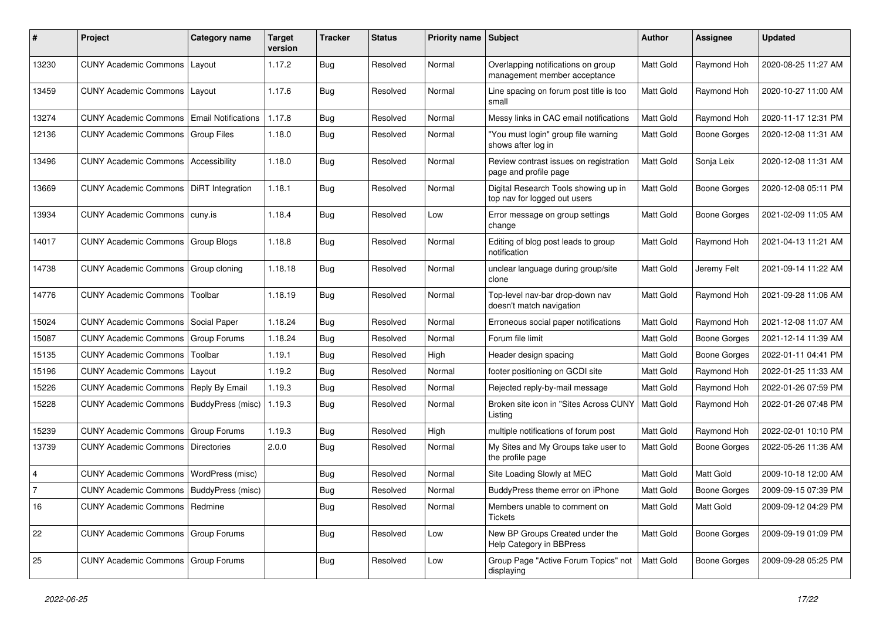| # | Project | Category name | Target version | Tracker | Status | Priority name | Subject | Author | Assignee | Updated |
|---|---|---|---|---|---|---|---|---|---|---|
| 13230 | CUNY Academic Commons | Layout | 1.17.2 | Bug | Resolved | Normal | Overlapping notifications on group management member acceptance | Matt Gold | Raymond Hoh | 2020-08-25 11:27 AM |
| 13459 | CUNY Academic Commons | Layout | 1.17.6 | Bug | Resolved | Normal | Line spacing on forum post title is too small | Matt Gold | Raymond Hoh | 2020-10-27 11:00 AM |
| 13274 | CUNY Academic Commons | Email Notifications | 1.17.8 | Bug | Resolved | Normal | Messy links in CAC email notifications | Matt Gold | Raymond Hoh | 2020-11-17 12:31 PM |
| 12136 | CUNY Academic Commons | Group Files | 1.18.0 | Bug | Resolved | Normal | "You must login" group file warning shows after log in | Matt Gold | Boone Gorges | 2020-12-08 11:31 AM |
| 13496 | CUNY Academic Commons | Accessibility | 1.18.0 | Bug | Resolved | Normal | Review contrast issues on registration page and profile page | Matt Gold | Sonja Leix | 2020-12-08 11:31 AM |
| 13669 | CUNY Academic Commons | DiRT Integration | 1.18.1 | Bug | Resolved | Normal | Digital Research Tools showing up in top nav for logged out users | Matt Gold | Boone Gorges | 2020-12-08 05:11 PM |
| 13934 | CUNY Academic Commons | cuny.is | 1.18.4 | Bug | Resolved | Low | Error message on group settings change | Matt Gold | Boone Gorges | 2021-02-09 11:05 AM |
| 14017 | CUNY Academic Commons | Group Blogs | 1.18.8 | Bug | Resolved | Normal | Editing of blog post leads to group notification | Matt Gold | Raymond Hoh | 2021-04-13 11:21 AM |
| 14738 | CUNY Academic Commons | Group cloning | 1.18.18 | Bug | Resolved | Normal | unclear language during group/site clone | Matt Gold | Jeremy Felt | 2021-09-14 11:22 AM |
| 14776 | CUNY Academic Commons | Toolbar | 1.18.19 | Bug | Resolved | Normal | Top-level nav-bar drop-down nav doesn't match navigation | Matt Gold | Raymond Hoh | 2021-09-28 11:06 AM |
| 15024 | CUNY Academic Commons | Social Paper | 1.18.24 | Bug | Resolved | Normal | Erroneous social paper notifications | Matt Gold | Raymond Hoh | 2021-12-08 11:07 AM |
| 15087 | CUNY Academic Commons | Group Forums | 1.18.24 | Bug | Resolved | Normal | Forum file limit | Matt Gold | Boone Gorges | 2021-12-14 11:39 AM |
| 15135 | CUNY Academic Commons | Toolbar | 1.19.1 | Bug | Resolved | High | Header design spacing | Matt Gold | Boone Gorges | 2022-01-11 04:41 PM |
| 15196 | CUNY Academic Commons | Layout | 1.19.2 | Bug | Resolved | Normal | footer positioning on GCDI site | Matt Gold | Raymond Hoh | 2022-01-25 11:33 AM |
| 15226 | CUNY Academic Commons | Reply By Email | 1.19.3 | Bug | Resolved | Normal | Rejected reply-by-mail message | Matt Gold | Raymond Hoh | 2022-01-26 07:59 PM |
| 15228 | CUNY Academic Commons | BuddyPress (misc) | 1.19.3 | Bug | Resolved | Normal | Broken site icon in "Sites Across CUNY Listing | Matt Gold | Raymond Hoh | 2022-01-26 07:48 PM |
| 15239 | CUNY Academic Commons | Group Forums | 1.19.3 | Bug | Resolved | High | multiple notifications of forum post | Matt Gold | Raymond Hoh | 2022-02-01 10:10 PM |
| 13739 | CUNY Academic Commons | Directories | 2.0.0 | Bug | Resolved | Normal | My Sites and My Groups take user to the profile page | Matt Gold | Boone Gorges | 2022-05-26 11:36 AM |
| 4 | CUNY Academic Commons | WordPress (misc) | | Bug | Resolved | Normal | Site Loading Slowly at MEC | Matt Gold | Matt Gold | 2009-10-18 12:00 AM |
| 7 | CUNY Academic Commons | BuddyPress (misc) | | Bug | Resolved | Normal | BuddyPress theme error on iPhone | Matt Gold | Boone Gorges | 2009-09-15 07:39 PM |
| 16 | CUNY Academic Commons | Redmine | | Bug | Resolved | Normal | Members unable to comment on Tickets | Matt Gold | Matt Gold | 2009-09-12 04:29 PM |
| 22 | CUNY Academic Commons | Group Forums | | Bug | Resolved | Low | New BP Groups Created under the Help Category in BBPress | Matt Gold | Boone Gorges | 2009-09-19 01:09 PM |
| 25 | CUNY Academic Commons | Group Forums | | Bug | Resolved | Low | Group Page "Active Forum Topics" not displaying | Matt Gold | Boone Gorges | 2009-09-28 05:25 PM |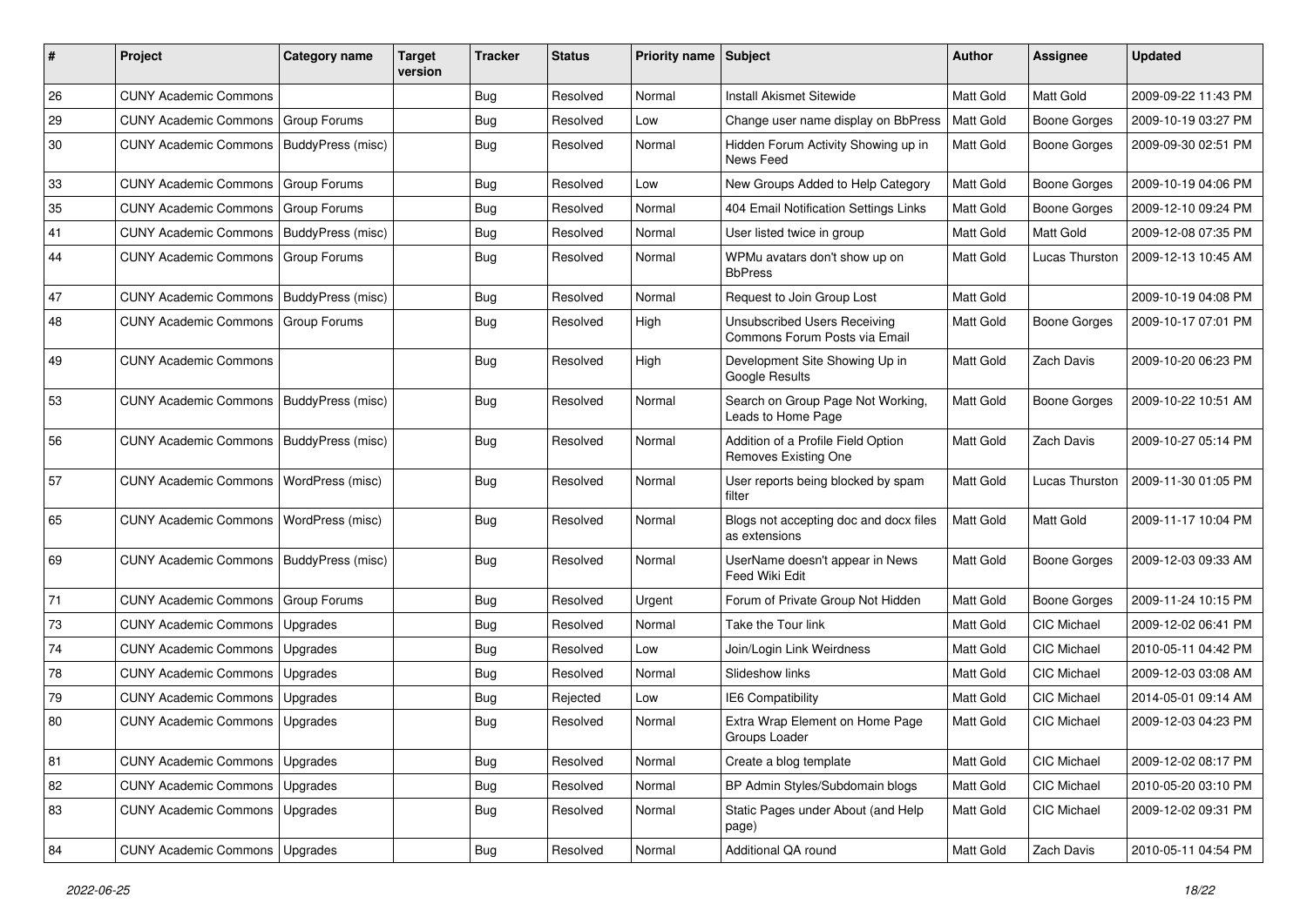| # | Project | Category name | Target version | Tracker | Status | Priority name | Subject | Author | Assignee | Updated |
|---|---|---|---|---|---|---|---|---|---|---|
| 26 | CUNY Academic Commons | | | Bug | Resolved | Normal | Install Akismet Sitewide | Matt Gold | Matt Gold | 2009-09-22 11:43 PM |
| 29 | CUNY Academic Commons | Group Forums | | Bug | Resolved | Low | Change user name display on BbPress | Matt Gold | Boone Gorges | 2009-10-19 03:27 PM |
| 30 | CUNY Academic Commons | BuddyPress (misc) | | Bug | Resolved | Normal | Hidden Forum Activity Showing up in News Feed | Matt Gold | Boone Gorges | 2009-09-30 02:51 PM |
| 33 | CUNY Academic Commons | Group Forums | | Bug | Resolved | Low | New Groups Added to Help Category | Matt Gold | Boone Gorges | 2009-10-19 04:06 PM |
| 35 | CUNY Academic Commons | Group Forums | | Bug | Resolved | Normal | 404 Email Notification Settings Links | Matt Gold | Boone Gorges | 2009-12-10 09:24 PM |
| 41 | CUNY Academic Commons | BuddyPress (misc) | | Bug | Resolved | Normal | User listed twice in group | Matt Gold | Matt Gold | 2009-12-08 07:35 PM |
| 44 | CUNY Academic Commons | Group Forums | | Bug | Resolved | Normal | WPMu avatars don't show up on BbPress | Matt Gold | Lucas Thurston | 2009-12-13 10:45 AM |
| 47 | CUNY Academic Commons | BuddyPress (misc) | | Bug | Resolved | Normal | Request to Join Group Lost | Matt Gold | | 2009-10-19 04:08 PM |
| 48 | CUNY Academic Commons | Group Forums | | Bug | Resolved | High | Unsubscribed Users Receiving Commons Forum Posts via Email | Matt Gold | Boone Gorges | 2009-10-17 07:01 PM |
| 49 | CUNY Academic Commons | | | Bug | Resolved | High | Development Site Showing Up in Google Results | Matt Gold | Zach Davis | 2009-10-20 06:23 PM |
| 53 | CUNY Academic Commons | BuddyPress (misc) | | Bug | Resolved | Normal | Search on Group Page Not Working, Leads to Home Page | Matt Gold | Boone Gorges | 2009-10-22 10:51 AM |
| 56 | CUNY Academic Commons | BuddyPress (misc) | | Bug | Resolved | Normal | Addition of a Profile Field Option Removes Existing One | Matt Gold | Zach Davis | 2009-10-27 05:14 PM |
| 57 | CUNY Academic Commons | WordPress (misc) | | Bug | Resolved | Normal | User reports being blocked by spam filter | Matt Gold | Lucas Thurston | 2009-11-30 01:05 PM |
| 65 | CUNY Academic Commons | WordPress (misc) | | Bug | Resolved | Normal | Blogs not accepting doc and docx files as extensions | Matt Gold | Matt Gold | 2009-11-17 10:04 PM |
| 69 | CUNY Academic Commons | BuddyPress (misc) | | Bug | Resolved | Normal | UserName doesn't appear in News Feed Wiki Edit | Matt Gold | Boone Gorges | 2009-12-03 09:33 AM |
| 71 | CUNY Academic Commons | Group Forums | | Bug | Resolved | Urgent | Forum of Private Group Not Hidden | Matt Gold | Boone Gorges | 2009-11-24 10:15 PM |
| 73 | CUNY Academic Commons | Upgrades | | Bug | Resolved | Normal | Take the Tour link | Matt Gold | CIC Michael | 2009-12-02 06:41 PM |
| 74 | CUNY Academic Commons | Upgrades | | Bug | Resolved | Low | Join/Login Link Weirdness | Matt Gold | CIC Michael | 2010-05-11 04:42 PM |
| 78 | CUNY Academic Commons | Upgrades | | Bug | Resolved | Normal | Slideshow links | Matt Gold | CIC Michael | 2009-12-03 03:08 AM |
| 79 | CUNY Academic Commons | Upgrades | | Bug | Rejected | Low | IE6 Compatibility | Matt Gold | CIC Michael | 2014-05-01 09:14 AM |
| 80 | CUNY Academic Commons | Upgrades | | Bug | Resolved | Normal | Extra Wrap Element on Home Page Groups Loader | Matt Gold | CIC Michael | 2009-12-03 04:23 PM |
| 81 | CUNY Academic Commons | Upgrades | | Bug | Resolved | Normal | Create a blog template | Matt Gold | CIC Michael | 2009-12-02 08:17 PM |
| 82 | CUNY Academic Commons | Upgrades | | Bug | Resolved | Normal | BP Admin Styles/Subdomain blogs | Matt Gold | CIC Michael | 2010-05-20 03:10 PM |
| 83 | CUNY Academic Commons | Upgrades | | Bug | Resolved | Normal | Static Pages under About (and Help page) | Matt Gold | CIC Michael | 2009-12-02 09:31 PM |
| 84 | CUNY Academic Commons | Upgrades | | Bug | Resolved | Normal | Additional QA round | Matt Gold | Zach Davis | 2010-05-11 04:54 PM |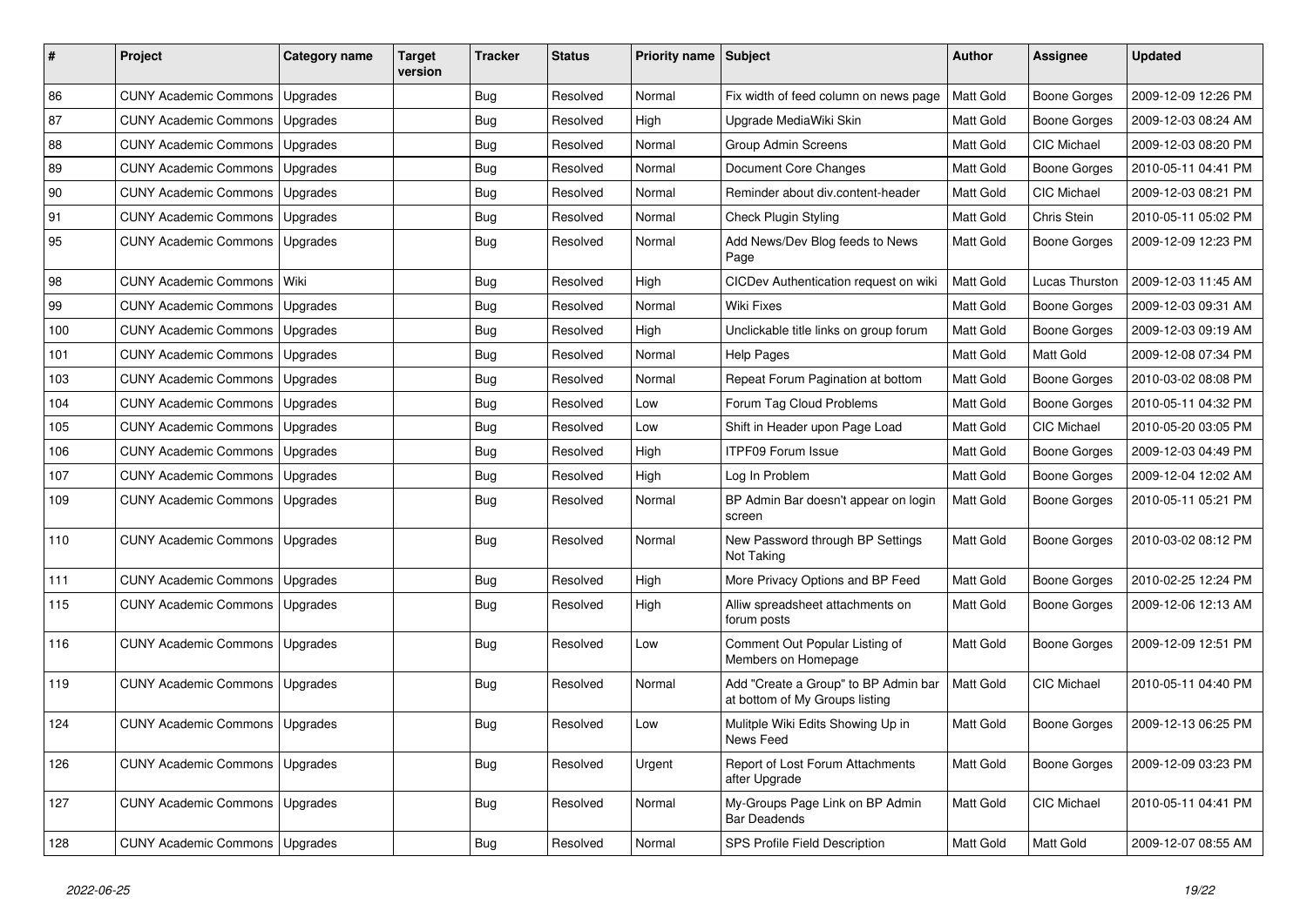| # | Project | Category name | Target version | Tracker | Status | Priority name | Subject | Author | Assignee | Updated |
|---|---|---|---|---|---|---|---|---|---|---|
| 86 | CUNY Academic Commons | Upgrades | | Bug | Resolved | Normal | Fix width of feed column on news page | Matt Gold | Boone Gorges | 2009-12-09 12:26 PM |
| 87 | CUNY Academic Commons | Upgrades | | Bug | Resolved | High | Upgrade MediaWiki Skin | Matt Gold | Boone Gorges | 2009-12-03 08:24 AM |
| 88 | CUNY Academic Commons | Upgrades | | Bug | Resolved | Normal | Group Admin Screens | Matt Gold | CIC Michael | 2009-12-03 08:20 PM |
| 89 | CUNY Academic Commons | Upgrades | | Bug | Resolved | Normal | Document Core Changes | Matt Gold | Boone Gorges | 2010-05-11 04:41 PM |
| 90 | CUNY Academic Commons | Upgrades | | Bug | Resolved | Normal | Reminder about div.content-header | Matt Gold | CIC Michael | 2009-12-03 08:21 PM |
| 91 | CUNY Academic Commons | Upgrades | | Bug | Resolved | Normal | Check Plugin Styling | Matt Gold | Chris Stein | 2010-05-11 05:02 PM |
| 95 | CUNY Academic Commons | Upgrades | | Bug | Resolved | Normal | Add News/Dev Blog feeds to News Page | Matt Gold | Boone Gorges | 2009-12-09 12:23 PM |
| 98 | CUNY Academic Commons | Wiki | | Bug | Resolved | High | CICDev Authentication request on wiki | Matt Gold | Lucas Thurston | 2009-12-03 11:45 AM |
| 99 | CUNY Academic Commons | Upgrades | | Bug | Resolved | Normal | Wiki Fixes | Matt Gold | Boone Gorges | 2009-12-03 09:31 AM |
| 100 | CUNY Academic Commons | Upgrades | | Bug | Resolved | High | Unclickable title links on group forum | Matt Gold | Boone Gorges | 2009-12-03 09:19 AM |
| 101 | CUNY Academic Commons | Upgrades | | Bug | Resolved | Normal | Help Pages | Matt Gold | Matt Gold | 2009-12-08 07:34 PM |
| 103 | CUNY Academic Commons | Upgrades | | Bug | Resolved | Normal | Repeat Forum Pagination at bottom | Matt Gold | Boone Gorges | 2010-03-02 08:08 PM |
| 104 | CUNY Academic Commons | Upgrades | | Bug | Resolved | Low | Forum Tag Cloud Problems | Matt Gold | Boone Gorges | 2010-05-11 04:32 PM |
| 105 | CUNY Academic Commons | Upgrades | | Bug | Resolved | Low | Shift in Header upon Page Load | Matt Gold | CIC Michael | 2010-05-20 03:05 PM |
| 106 | CUNY Academic Commons | Upgrades | | Bug | Resolved | High | ITPF09 Forum Issue | Matt Gold | Boone Gorges | 2009-12-03 04:49 PM |
| 107 | CUNY Academic Commons | Upgrades | | Bug | Resolved | High | Log In Problem | Matt Gold | Boone Gorges | 2009-12-04 12:02 AM |
| 109 | CUNY Academic Commons | Upgrades | | Bug | Resolved | Normal | BP Admin Bar doesn't appear on login screen | Matt Gold | Boone Gorges | 2010-05-11 05:21 PM |
| 110 | CUNY Academic Commons | Upgrades | | Bug | Resolved | Normal | New Password through BP Settings Not Taking | Matt Gold | Boone Gorges | 2010-03-02 08:12 PM |
| 111 | CUNY Academic Commons | Upgrades | | Bug | Resolved | High | More Privacy Options and BP Feed | Matt Gold | Boone Gorges | 2010-02-25 12:24 PM |
| 115 | CUNY Academic Commons | Upgrades | | Bug | Resolved | High | Alliw spreadsheet attachments on forum posts | Matt Gold | Boone Gorges | 2009-12-06 12:13 AM |
| 116 | CUNY Academic Commons | Upgrades | | Bug | Resolved | Low | Comment Out Popular Listing of Members on Homepage | Matt Gold | Boone Gorges | 2009-12-09 12:51 PM |
| 119 | CUNY Academic Commons | Upgrades | | Bug | Resolved | Normal | Add "Create a Group" to BP Admin bar at bottom of My Groups listing | Matt Gold | CIC Michael | 2010-05-11 04:40 PM |
| 124 | CUNY Academic Commons | Upgrades | | Bug | Resolved | Low | Mulitple Wiki Edits Showing Up in News Feed | Matt Gold | Boone Gorges | 2009-12-13 06:25 PM |
| 126 | CUNY Academic Commons | Upgrades | | Bug | Resolved | Urgent | Report of Lost Forum Attachments after Upgrade | Matt Gold | Boone Gorges | 2009-12-09 03:23 PM |
| 127 | CUNY Academic Commons | Upgrades | | Bug | Resolved | Normal | My-Groups Page Link on BP Admin Bar Deadends | Matt Gold | CIC Michael | 2010-05-11 04:41 PM |
| 128 | CUNY Academic Commons | Upgrades | | Bug | Resolved | Normal | SPS Profile Field Description | Matt Gold | Matt Gold | 2009-12-07 08:55 AM |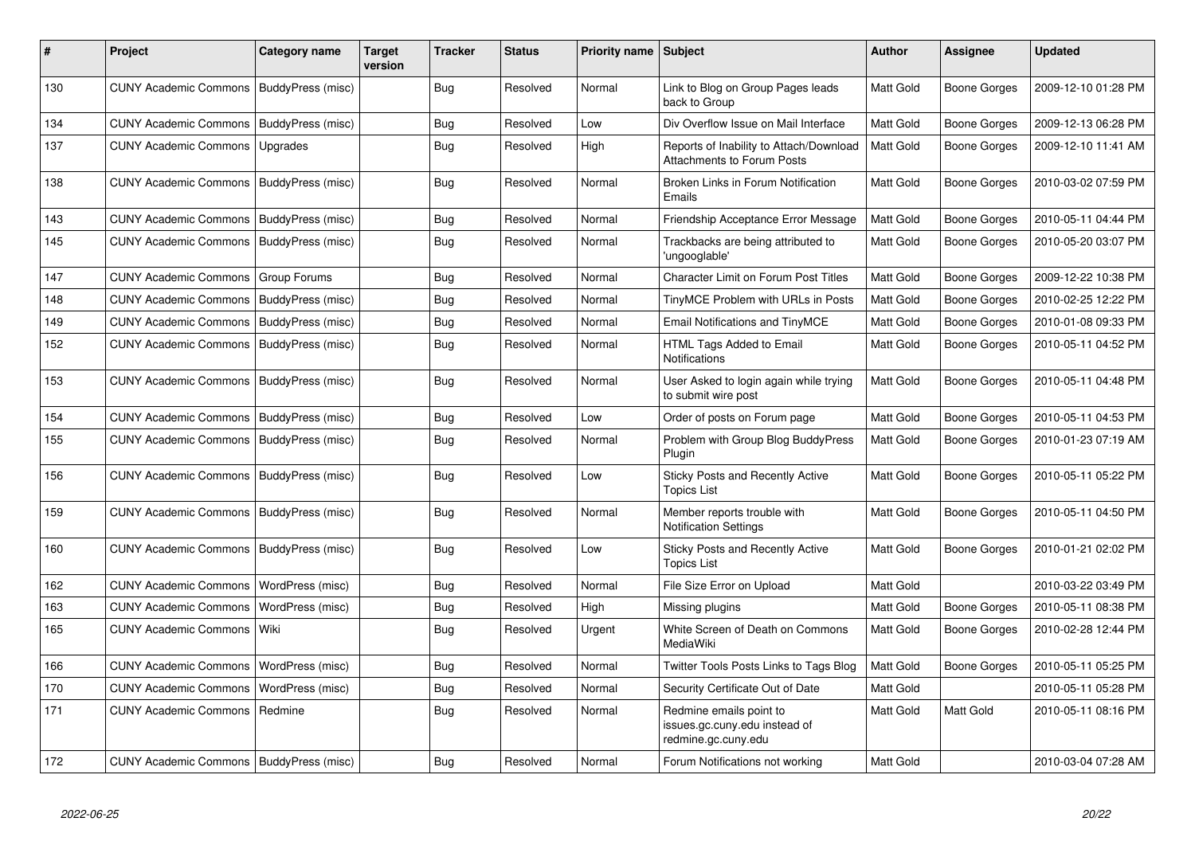| # | Project | Category name | Target version | Tracker | Status | Priority name | Subject | Author | Assignee | Updated |
|---|---|---|---|---|---|---|---|---|---|---|
| 130 | CUNY Academic Commons | BuddyPress (misc) | | Bug | Resolved | Normal | Link to Blog on Group Pages leads back to Group | Matt Gold | Boone Gorges | 2009-12-10 01:28 PM |
| 134 | CUNY Academic Commons | BuddyPress (misc) | | Bug | Resolved | Low | Div Overflow Issue on Mail Interface | Matt Gold | Boone Gorges | 2009-12-13 06:28 PM |
| 137 | CUNY Academic Commons | Upgrades | | Bug | Resolved | High | Reports of Inability to Attach/Download Attachments to Forum Posts | Matt Gold | Boone Gorges | 2009-12-10 11:41 AM |
| 138 | CUNY Academic Commons | BuddyPress (misc) | | Bug | Resolved | Normal | Broken Links in Forum Notification Emails | Matt Gold | Boone Gorges | 2010-03-02 07:59 PM |
| 143 | CUNY Academic Commons | BuddyPress (misc) | | Bug | Resolved | Normal | Friendship Acceptance Error Message | Matt Gold | Boone Gorges | 2010-05-11 04:44 PM |
| 145 | CUNY Academic Commons | BuddyPress (misc) | | Bug | Resolved | Normal | Trackbacks are being attributed to 'ungooglable' | Matt Gold | Boone Gorges | 2010-05-20 03:07 PM |
| 147 | CUNY Academic Commons | Group Forums | | Bug | Resolved | Normal | Character Limit on Forum Post Titles | Matt Gold | Boone Gorges | 2009-12-22 10:38 PM |
| 148 | CUNY Academic Commons | BuddyPress (misc) | | Bug | Resolved | Normal | TinyMCE Problem with URLs in Posts | Matt Gold | Boone Gorges | 2010-02-25 12:22 PM |
| 149 | CUNY Academic Commons | BuddyPress (misc) | | Bug | Resolved | Normal | Email Notifications and TinyMCE | Matt Gold | Boone Gorges | 2010-01-08 09:33 PM |
| 152 | CUNY Academic Commons | BuddyPress (misc) | | Bug | Resolved | Normal | HTML Tags Added to Email Notifications | Matt Gold | Boone Gorges | 2010-05-11 04:52 PM |
| 153 | CUNY Academic Commons | BuddyPress (misc) | | Bug | Resolved | Normal | User Asked to login again while trying to submit wire post | Matt Gold | Boone Gorges | 2010-05-11 04:48 PM |
| 154 | CUNY Academic Commons | BuddyPress (misc) | | Bug | Resolved | Low | Order of posts on Forum page | Matt Gold | Boone Gorges | 2010-05-11 04:53 PM |
| 155 | CUNY Academic Commons | BuddyPress (misc) | | Bug | Resolved | Normal | Problem with Group Blog BuddyPress Plugin | Matt Gold | Boone Gorges | 2010-01-23 07:19 AM |
| 156 | CUNY Academic Commons | BuddyPress (misc) | | Bug | Resolved | Low | Sticky Posts and Recently Active Topics List | Matt Gold | Boone Gorges | 2010-05-11 05:22 PM |
| 159 | CUNY Academic Commons | BuddyPress (misc) | | Bug | Resolved | Normal | Member reports trouble with Notification Settings | Matt Gold | Boone Gorges | 2010-05-11 04:50 PM |
| 160 | CUNY Academic Commons | BuddyPress (misc) | | Bug | Resolved | Low | Sticky Posts and Recently Active Topics List | Matt Gold | Boone Gorges | 2010-01-21 02:02 PM |
| 162 | CUNY Academic Commons | WordPress (misc) | | Bug | Resolved | Normal | File Size Error on Upload | Matt Gold | | 2010-03-22 03:49 PM |
| 163 | CUNY Academic Commons | WordPress (misc) | | Bug | Resolved | High | Missing plugins | Matt Gold | Boone Gorges | 2010-05-11 08:38 PM |
| 165 | CUNY Academic Commons | Wiki | | Bug | Resolved | Urgent | White Screen of Death on Commons MediaWiki | Matt Gold | Boone Gorges | 2010-02-28 12:44 PM |
| 166 | CUNY Academic Commons | WordPress (misc) | | Bug | Resolved | Normal | Twitter Tools Posts Links to Tags Blog | Matt Gold | Boone Gorges | 2010-05-11 05:25 PM |
| 170 | CUNY Academic Commons | WordPress (misc) | | Bug | Resolved | Normal | Security Certificate Out of Date | Matt Gold | | 2010-05-11 05:28 PM |
| 171 | CUNY Academic Commons | Redmine | | Bug | Resolved | Normal | Redmine emails point to issues.gc.cuny.edu instead of redmine.gc.cuny.edu | Matt Gold | Matt Gold | 2010-05-11 08:16 PM |
| 172 | CUNY Academic Commons | BuddyPress (misc) | | Bug | Resolved | Normal | Forum Notifications not working | Matt Gold | | 2010-03-04 07:28 AM |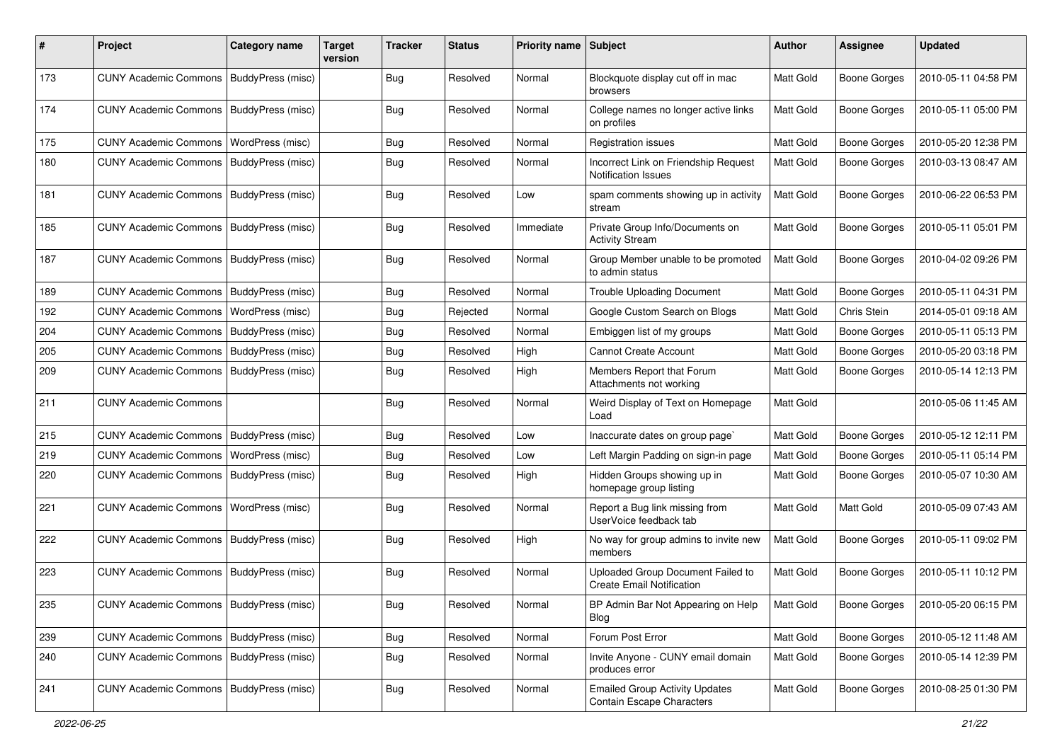| # | Project | Category name | Target version | Tracker | Status | Priority name | Subject | Author | Assignee | Updated |
|---|---|---|---|---|---|---|---|---|---|---|
| 173 | CUNY Academic Commons | BuddyPress (misc) | | Bug | Resolved | Normal | Blockquote display cut off in mac browsers | Matt Gold | Boone Gorges | 2010-05-11 04:58 PM |
| 174 | CUNY Academic Commons | BuddyPress (misc) | | Bug | Resolved | Normal | College names no longer active links on profiles | Matt Gold | Boone Gorges | 2010-05-11 05:00 PM |
| 175 | CUNY Academic Commons | WordPress (misc) | | Bug | Resolved | Normal | Registration issues | Matt Gold | Boone Gorges | 2010-05-20 12:38 PM |
| 180 | CUNY Academic Commons | BuddyPress (misc) | | Bug | Resolved | Normal | Incorrect Link on Friendship Request Notification Issues | Matt Gold | Boone Gorges | 2010-03-13 08:47 AM |
| 181 | CUNY Academic Commons | BuddyPress (misc) | | Bug | Resolved | Low | spam comments showing up in activity stream | Matt Gold | Boone Gorges | 2010-06-22 06:53 PM |
| 185 | CUNY Academic Commons | BuddyPress (misc) | | Bug | Resolved | Immediate | Private Group Info/Documents on Activity Stream | Matt Gold | Boone Gorges | 2010-05-11 05:01 PM |
| 187 | CUNY Academic Commons | BuddyPress (misc) | | Bug | Resolved | Normal | Group Member unable to be promoted to admin status | Matt Gold | Boone Gorges | 2010-04-02 09:26 PM |
| 189 | CUNY Academic Commons | BuddyPress (misc) | | Bug | Resolved | Normal | Trouble Uploading Document | Matt Gold | Boone Gorges | 2010-05-11 04:31 PM |
| 192 | CUNY Academic Commons | WordPress (misc) | | Bug | Rejected | Normal | Google Custom Search on Blogs | Matt Gold | Chris Stein | 2014-05-01 09:18 AM |
| 204 | CUNY Academic Commons | BuddyPress (misc) | | Bug | Resolved | Normal | Embiggen list of my groups | Matt Gold | Boone Gorges | 2010-05-11 05:13 PM |
| 205 | CUNY Academic Commons | BuddyPress (misc) | | Bug | Resolved | High | Cannot Create Account | Matt Gold | Boone Gorges | 2010-05-20 03:18 PM |
| 209 | CUNY Academic Commons | BuddyPress (misc) | | Bug | Resolved | High | Members Report that Forum Attachments not working | Matt Gold | Boone Gorges | 2010-05-14 12:13 PM |
| 211 | CUNY Academic Commons | | | Bug | Resolved | Normal | Weird Display of Text on Homepage Load | Matt Gold | | 2010-05-06 11:45 AM |
| 215 | CUNY Academic Commons | BuddyPress (misc) | | Bug | Resolved | Low | Inaccurate dates on group page` | Matt Gold | Boone Gorges | 2010-05-12 12:11 PM |
| 219 | CUNY Academic Commons | WordPress (misc) | | Bug | Resolved | Low | Left Margin Padding on sign-in page | Matt Gold | Boone Gorges | 2010-05-11 05:14 PM |
| 220 | CUNY Academic Commons | BuddyPress (misc) | | Bug | Resolved | High | Hidden Groups showing up in homepage group listing | Matt Gold | Boone Gorges | 2010-05-07 10:30 AM |
| 221 | CUNY Academic Commons | WordPress (misc) | | Bug | Resolved | Normal | Report a Bug link missing from UserVoice feedback tab | Matt Gold | Matt Gold | 2010-05-09 07:43 AM |
| 222 | CUNY Academic Commons | BuddyPress (misc) | | Bug | Resolved | High | No way for group admins to invite new members | Matt Gold | Boone Gorges | 2010-05-11 09:02 PM |
| 223 | CUNY Academic Commons | BuddyPress (misc) | | Bug | Resolved | Normal | Uploaded Group Document Failed to Create Email Notification | Matt Gold | Boone Gorges | 2010-05-11 10:12 PM |
| 235 | CUNY Academic Commons | BuddyPress (misc) | | Bug | Resolved | Normal | BP Admin Bar Not Appearing on Help Blog | Matt Gold | Boone Gorges | 2010-05-20 06:15 PM |
| 239 | CUNY Academic Commons | BuddyPress (misc) | | Bug | Resolved | Normal | Forum Post Error | Matt Gold | Boone Gorges | 2010-05-12 11:48 AM |
| 240 | CUNY Academic Commons | BuddyPress (misc) | | Bug | Resolved | Normal | Invite Anyone - CUNY email domain produces error | Matt Gold | Boone Gorges | 2010-05-14 12:39 PM |
| 241 | CUNY Academic Commons | BuddyPress (misc) | | Bug | Resolved | Normal | Emailed Group Activity Updates Contain Escape Characters | Matt Gold | Boone Gorges | 2010-08-25 01:30 PM |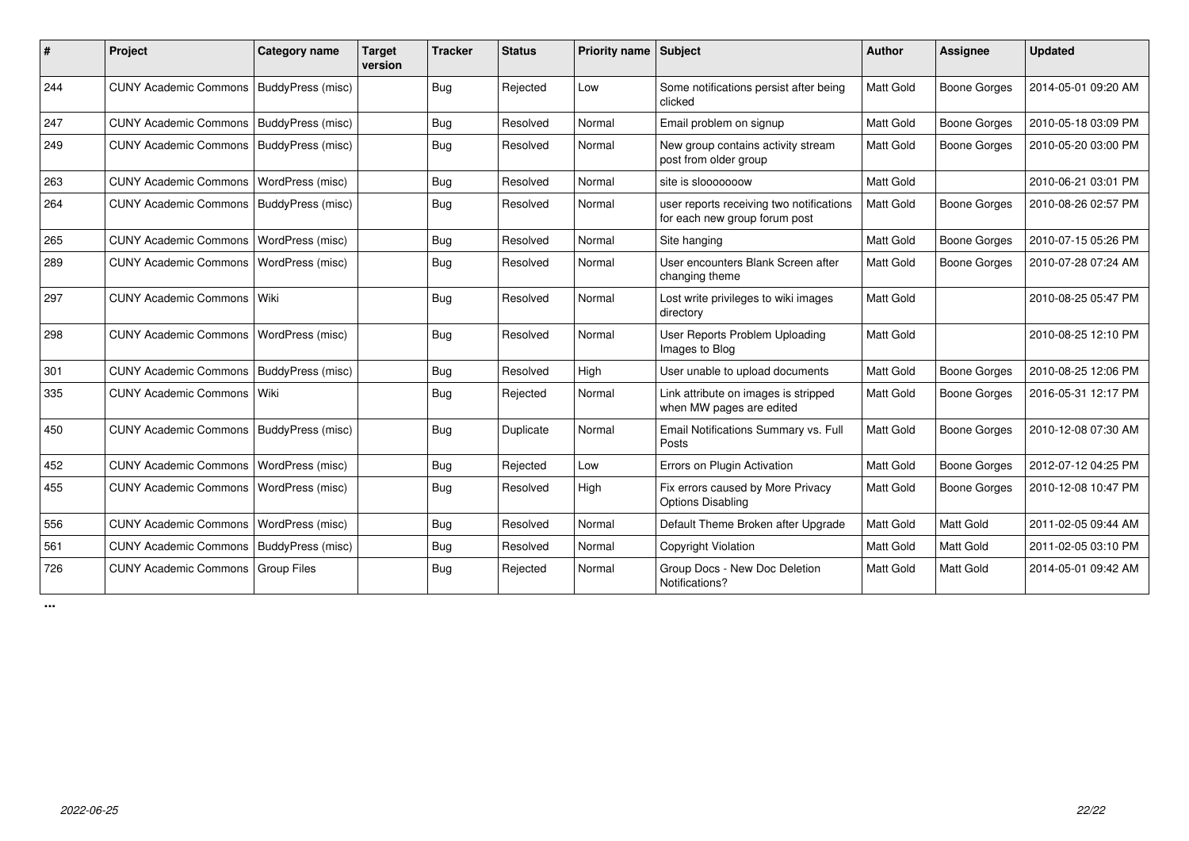| # | Project | Category name | Target version | Tracker | Status | Priority name | Subject | Author | Assignee | Updated |
|---|---|---|---|---|---|---|---|---|---|---|
| 244 | CUNY Academic Commons | BuddyPress (misc) | | Bug | Rejected | Low | Some notifications persist after being clicked | Matt Gold | Boone Gorges | 2014-05-01 09:20 AM |
| 247 | CUNY Academic Commons | BuddyPress (misc) | | Bug | Resolved | Normal | Email problem on signup | Matt Gold | Boone Gorges | 2010-05-18 03:09 PM |
| 249 | CUNY Academic Commons | BuddyPress (misc) | | Bug | Resolved | Normal | New group contains activity stream post from older group | Matt Gold | Boone Gorges | 2010-05-20 03:00 PM |
| 263 | CUNY Academic Commons | WordPress (misc) | | Bug | Resolved | Normal | site is slooooooow | Matt Gold | | 2010-06-21 03:01 PM |
| 264 | CUNY Academic Commons | BuddyPress (misc) | | Bug | Resolved | Normal | user reports receiving two notifications for each new group forum post | Matt Gold | Boone Gorges | 2010-08-26 02:57 PM |
| 265 | CUNY Academic Commons | WordPress (misc) | | Bug | Resolved | Normal | Site hanging | Matt Gold | Boone Gorges | 2010-07-15 05:26 PM |
| 289 | CUNY Academic Commons | WordPress (misc) | | Bug | Resolved | Normal | User encounters Blank Screen after changing theme | Matt Gold | Boone Gorges | 2010-07-28 07:24 AM |
| 297 | CUNY Academic Commons | Wiki | | Bug | Resolved | Normal | Lost write privileges to wiki images directory | Matt Gold | | 2010-08-25 05:47 PM |
| 298 | CUNY Academic Commons | WordPress (misc) | | Bug | Resolved | Normal | User Reports Problem Uploading Images to Blog | Matt Gold | | 2010-08-25 12:10 PM |
| 301 | CUNY Academic Commons | BuddyPress (misc) | | Bug | Resolved | High | User unable to upload documents | Matt Gold | Boone Gorges | 2010-08-25 12:06 PM |
| 335 | CUNY Academic Commons | Wiki | | Bug | Rejected | Normal | Link attribute on images is stripped when MW pages are edited | Matt Gold | Boone Gorges | 2016-05-31 12:17 PM |
| 450 | CUNY Academic Commons | BuddyPress (misc) | | Bug | Duplicate | Normal | Email Notifications Summary vs. Full Posts | Matt Gold | Boone Gorges | 2010-12-08 07:30 AM |
| 452 | CUNY Academic Commons | WordPress (misc) | | Bug | Rejected | Low | Errors on Plugin Activation | Matt Gold | Boone Gorges | 2012-07-12 04:25 PM |
| 455 | CUNY Academic Commons | WordPress (misc) | | Bug | Resolved | High | Fix errors caused by More Privacy Options Disabling | Matt Gold | Boone Gorges | 2010-12-08 10:47 PM |
| 556 | CUNY Academic Commons | WordPress (misc) | | Bug | Resolved | Normal | Default Theme Broken after Upgrade | Matt Gold | Matt Gold | 2011-02-05 09:44 AM |
| 561 | CUNY Academic Commons | BuddyPress (misc) | | Bug | Resolved | Normal | Copyright Violation | Matt Gold | Matt Gold | 2011-02-05 03:10 PM |
| 726 | CUNY Academic Commons | Group Files | | Bug | Rejected | Normal | Group Docs - New Doc Deletion Notifications? | Matt Gold | Matt Gold | 2014-05-01 09:42 AM |

...